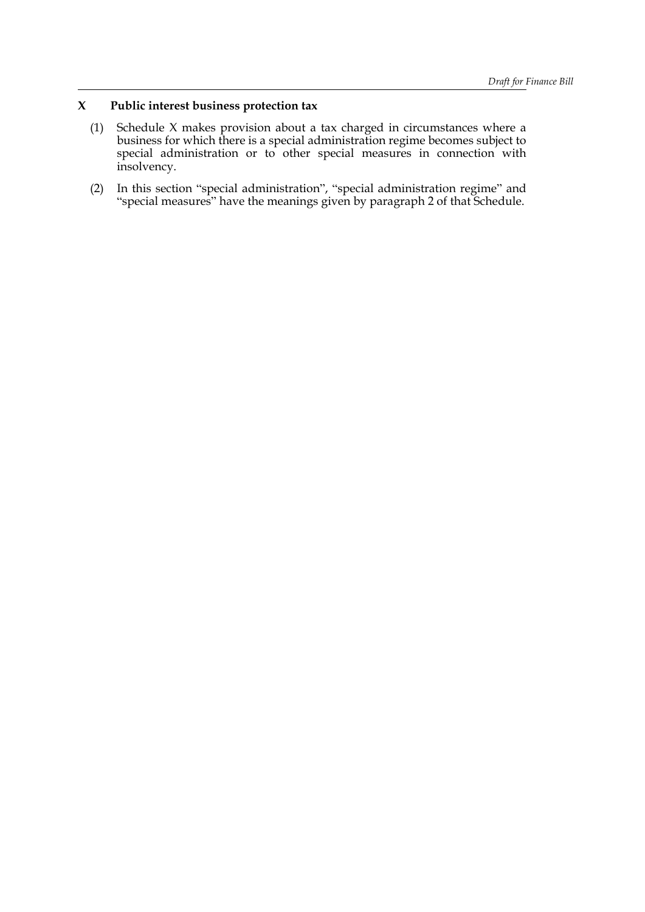## X Public interest business protection tax

(1) Schedule X makes provision about a tax charged in circumstances where a business for which there is a special administration regime becomes subject to special administration or to other special measures in connection with insolvency.

(2) In this section "special administration", "special administration regime" and "special measures" have the meanings given by paragraph 2 of that Schedule.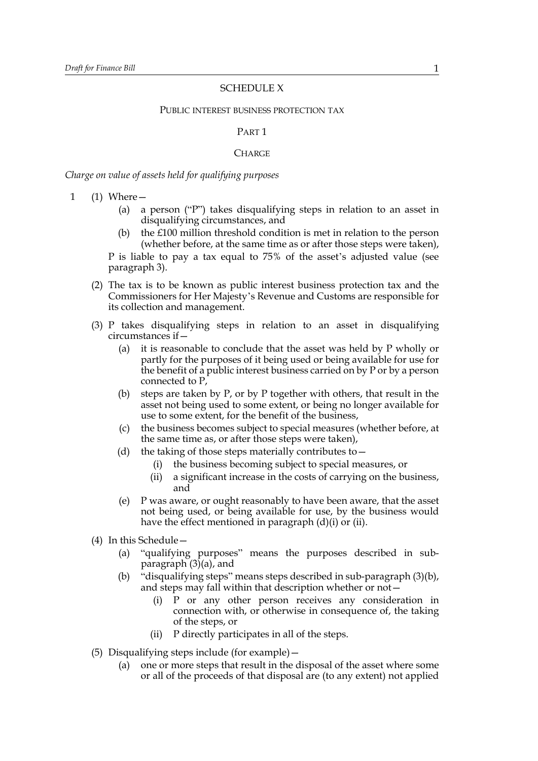# SCHEDULE X

## PUBLIC INTEREST BUSINESS PROTECTION TAX

### PART 1

### CHARGE

*Charge on value of assets held for qualifying purposes*

1 (1) Where—

(a) a person ("P") takes disqualifying steps in relation to an asset in disqualifying circumstances, and

(b) the £100 million threshold condition is met in relation to the person (whether before, at the same time as or after those steps were taken),

P is liable to pay a tax equal to 75% of the asset's adjusted value (see paragraph 3).

(2) The tax is to be known as public interest business protection tax and the Commissioners for Her Majesty's Revenue and Customs are responsible for its collection and management.

(3) P takes disqualifying steps in relation to an asset in disqualifying circumstances if—

(a) it is reasonable to conclude that the asset was held by P wholly or partly for the purposes of it being used or being available for use for the benefit of a public interest business carried on by P or by a person connected to P,

(b) steps are taken by P, or by P together with others, that result in the asset not being used to some extent, or being no longer available for use to some extent, for the benefit of the business,

(c) the business becomes subject to special measures (whether before, at the same time as, or after those steps were taken),

(d) the taking of those steps materially contributes to—

(i) the business becoming subject to special measures, or

(ii) a significant increase in the costs of carrying on the business, and

(e) P was aware, or ought reasonably to have been aware, that the asset not being used, or being available for use, by the business would have the effect mentioned in paragraph (d)(i) or (ii).

(4) In this Schedule—

(a) "qualifying purposes" means the purposes described in sub-paragraph (3)(a), and

(b) "disqualifying steps" means steps described in sub-paragraph (3)(b), and steps may fall within that description whether or not—

(i) P or any other person receives any consideration in connection with, or otherwise in consequence of, the taking of the steps, or

(ii) P directly participates in all of the steps.

(5) Disqualifying steps include (for example)—

(a) one or more steps that result in the disposal of the asset where some or all of the proceeds of that disposal are (to any extent) not applied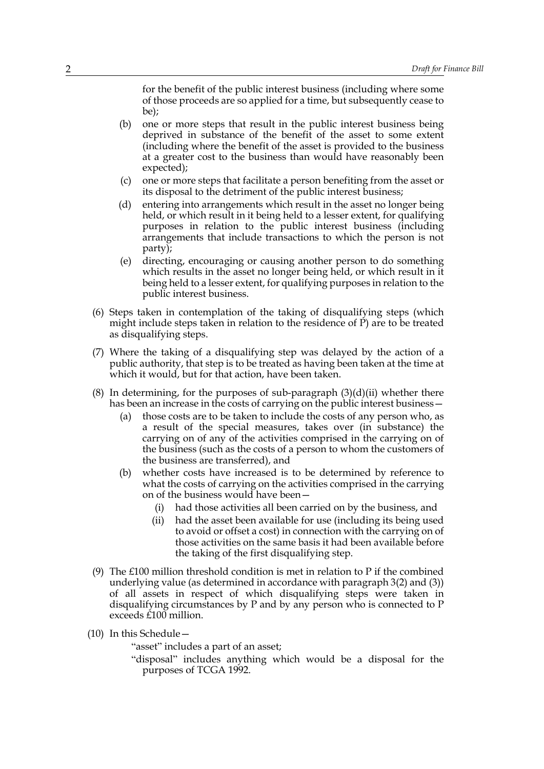for the benefit of the public interest business (including where some of those proceeds are so applied for a time, but subsequently cease to be);

(b) one or more steps that result in the public interest business being deprived in substance of the benefit of the asset to some extent (including where the benefit of the asset is provided to the business at a greater cost to the business than would have reasonably been expected);

(c) one or more steps that facilitate a person benefiting from the asset or its disposal to the detriment of the public interest business;

(d) entering into arrangements which result in the asset no longer being held, or which result in it being held to a lesser extent, for qualifying purposes in relation to the public interest business (including arrangements that include transactions to which the person is not party);

(e) directing, encouraging or causing another person to do something which results in the asset no longer being held, or which result in it being held to a lesser extent, for qualifying purposes in relation to the public interest business.

(6) Steps taken in contemplation of the taking of disqualifying steps (which might include steps taken in relation to the residence of P) are to be treated as disqualifying steps.

(7) Where the taking of a disqualifying step was delayed by the action of a public authority, that step is to be treated as having been taken at the time at which it would, but for that action, have been taken.

(8) In determining, for the purposes of sub-paragraph (3)(d)(ii) whether there has been an increase in the costs of carrying on the public interest business—

(a) those costs are to be taken to include the costs of any person who, as a result of the special measures, takes over (in substance) the carrying on of any of the activities comprised in the carrying on of the business (such as the costs of a person to whom the customers of the business are transferred), and

(b) whether costs have increased is to be determined by reference to what the costs of carrying on the activities comprised in the carrying on of the business would have been—

(i) had those activities all been carried on by the business, and

(ii) had the asset been available for use (including its being used to avoid or offset a cost) in connection with the carrying on of those activities on the same basis it had been available before the taking of the first disqualifying step.

(9) The £100 million threshold condition is met in relation to P if the combined underlying value (as determined in accordance with paragraph 3(2) and (3)) of all assets in respect of which disqualifying steps were taken in disqualifying circumstances by P and by any person who is connected to P exceeds £100 million.

(10) In this Schedule—

"asset" includes a part of an asset;

"disposal" includes anything which would be a disposal for the purposes of TCGA 1992.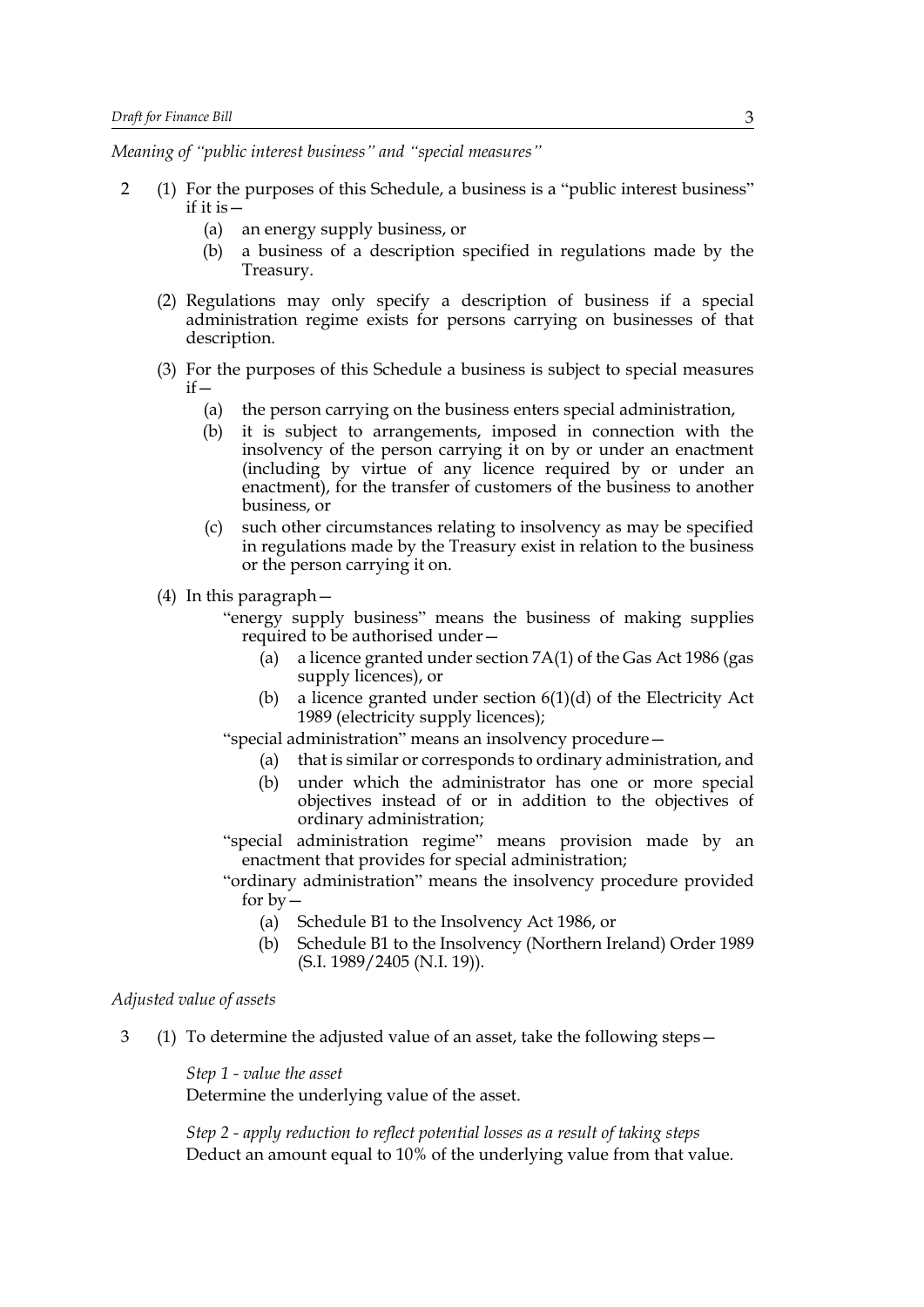*Meaning of "public interest business" and "special measures"*

2 (1) For the purposes of this Schedule, a business is a "public interest business" if it is—

   (a) an energy supply business, or

   (b) a business of a description specified in regulations made by the Treasury.

(2) Regulations may only specify a description of business if a special administration regime exists for persons carrying on businesses of that description.

(3) For the purposes of this Schedule a business is subject to special measures if—

   (a) the person carrying on the business enters special administration,

   (b) it is subject to arrangements, imposed in connection with the insolvency of the person carrying it on by or under an enactment (including by virtue of any licence required by or under an enactment), for the transfer of customers of the business to another business, or

   (c) such other circumstances relating to insolvency as may be specified in regulations made by the Treasury exist in relation to the business or the person carrying it on.

(4) In this paragraph—

"energy supply business" means the business of making supplies required to be authorised under—

   (a) a licence granted under section 7A(1) of the Gas Act 1986 (gas supply licences), or

   (b) a licence granted under section 6(1)(d) of the Electricity Act 1989 (electricity supply licences);

"special administration" means an insolvency procedure—

   (a) that is similar or corresponds to ordinary administration, and

   (b) under which the administrator has one or more special objectives instead of or in addition to the objectives of ordinary administration;

"special administration regime" means provision made by an enactment that provides for special administration;

"ordinary administration" means the insolvency procedure provided for by—

   (a) Schedule B1 to the Insolvency Act 1986, or

   (b) Schedule B1 to the Insolvency (Northern Ireland) Order 1989 (S.I. 1989/2405 (N.I. 19)).

*Adjusted value of assets*

3 (1) To determine the adjusted value of an asset, take the following steps—

*Step 1 - value the asset*
Determine the underlying value of the asset.

*Step 2 - apply reduction to reflect potential losses as a result of taking steps*
Deduct an amount equal to 10% of the underlying value from that value.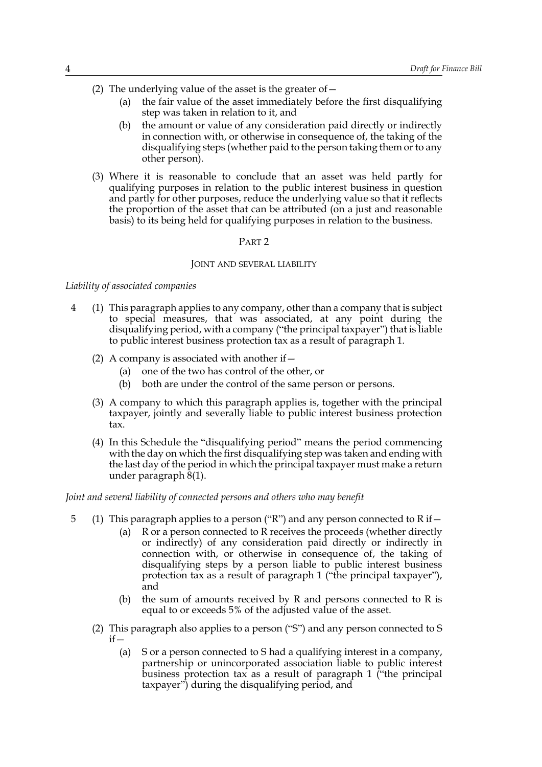(2) The underlying value of the asset is the greater of—

(a) the fair value of the asset immediately before the first disqualifying step was taken in relation to it, and

(b) the amount or value of any consideration paid directly or indirectly in connection with, or otherwise in consequence of, the taking of the disqualifying steps (whether paid to the person taking them or to any other person).

(3) Where it is reasonable to conclude that an asset was held partly for qualifying purposes in relation to the public interest business in question and partly for other purposes, reduce the underlying value so that it reflects the proportion of the asset that can be attributed (on a just and reasonable basis) to its being held for qualifying purposes in relation to the business.

## PART 2

### JOINT AND SEVERAL LIABILITY

*Liability of associated companies*

4 (1) This paragraph applies to any company, other than a company that is subject to special measures, that was associated, at any point during the disqualifying period, with a company ("the principal taxpayer") that is liable to public interest business protection tax as a result of paragraph 1.

(2) A company is associated with another if—

(a) one of the two has control of the other, or

(b) both are under the control of the same person or persons.

(3) A company to which this paragraph applies is, together with the principal taxpayer, jointly and severally liable to public interest business protection tax.

(4) In this Schedule the "disqualifying period" means the period commencing with the day on which the first disqualifying step was taken and ending with the last day of the period in which the principal taxpayer must make a return under paragraph 8(1).

*Joint and several liability of connected persons and others who may benefit*

5 (1) This paragraph applies to a person ("R") and any person connected to R if—

(a) R or a person connected to R receives the proceeds (whether directly or indirectly) of any consideration paid directly or indirectly in connection with, or otherwise in consequence of, the taking of disqualifying steps by a person liable to public interest business protection tax as a result of paragraph 1 ("the principal taxpayer"), and

(b) the sum of amounts received by R and persons connected to R is equal to or exceeds 5% of the adjusted value of the asset.

(2) This paragraph also applies to a person ("S") and any person connected to S if—

(a) S or a person connected to S had a qualifying interest in a company, partnership or unincorporated association liable to public interest business protection tax as a result of paragraph 1 ("the principal taxpayer") during the disqualifying period, and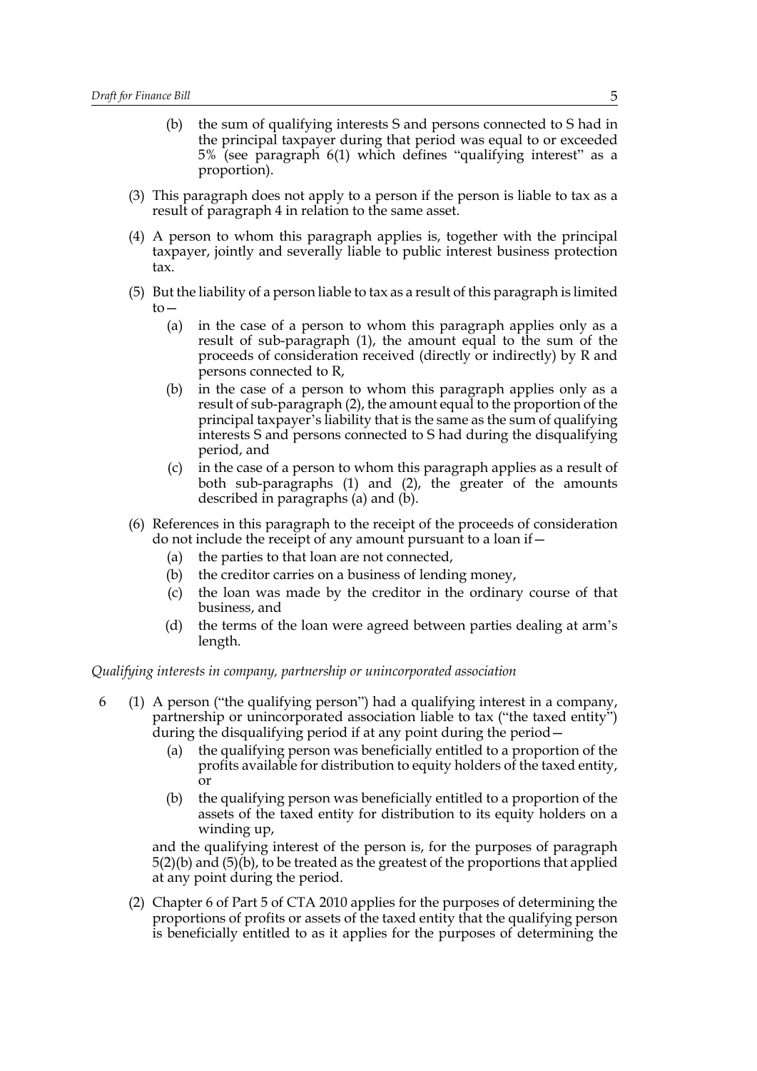(b) the sum of qualifying interests S and persons connected to S had in the principal taxpayer during that period was equal to or exceeded 5% (see paragraph 6(1) which defines "qualifying interest" as a proportion).

(3) This paragraph does not apply to a person if the person is liable to tax as a result of paragraph 4 in relation to the same asset.

(4) A person to whom this paragraph applies is, together with the principal taxpayer, jointly and severally liable to public interest business protection tax.

(5) But the liability of a person liable to tax as a result of this paragraph is limited to—

(a) in the case of a person to whom this paragraph applies only as a result of sub-paragraph (1), the amount equal to the sum of the proceeds of consideration received (directly or indirectly) by R and persons connected to R,

(b) in the case of a person to whom this paragraph applies only as a result of sub-paragraph (2), the amount equal to the proportion of the principal taxpayer's liability that is the same as the sum of qualifying interests S and persons connected to S had during the disqualifying period, and

(c) in the case of a person to whom this paragraph applies as a result of both sub-paragraphs (1) and (2), the greater of the amounts described in paragraphs (a) and (b).

(6) References in this paragraph to the receipt of the proceeds of consideration do not include the receipt of any amount pursuant to a loan if—

(a) the parties to that loan are not connected,

(b) the creditor carries on a business of lending money,

(c) the loan was made by the creditor in the ordinary course of that business, and

(d) the terms of the loan were agreed between parties dealing at arm's length.

*Qualifying interests in company, partnership or unincorporated association*

6 (1) A person ("the qualifying person") had a qualifying interest in a company, partnership or unincorporated association liable to tax ("the taxed entity") during the disqualifying period if at any point during the period—

(a) the qualifying person was beneficially entitled to a proportion of the profits available for distribution to equity holders of the taxed entity, or

(b) the qualifying person was beneficially entitled to a proportion of the assets of the taxed entity for distribution to its equity holders on a winding up,

and the qualifying interest of the person is, for the purposes of paragraph 5(2)(b) and (5)(b), to be treated as the greatest of the proportions that applied at any point during the period.

(2) Chapter 6 of Part 5 of CTA 2010 applies for the purposes of determining the proportions of profits or assets of the taxed entity that the qualifying person is beneficially entitled to as it applies for the purposes of determining the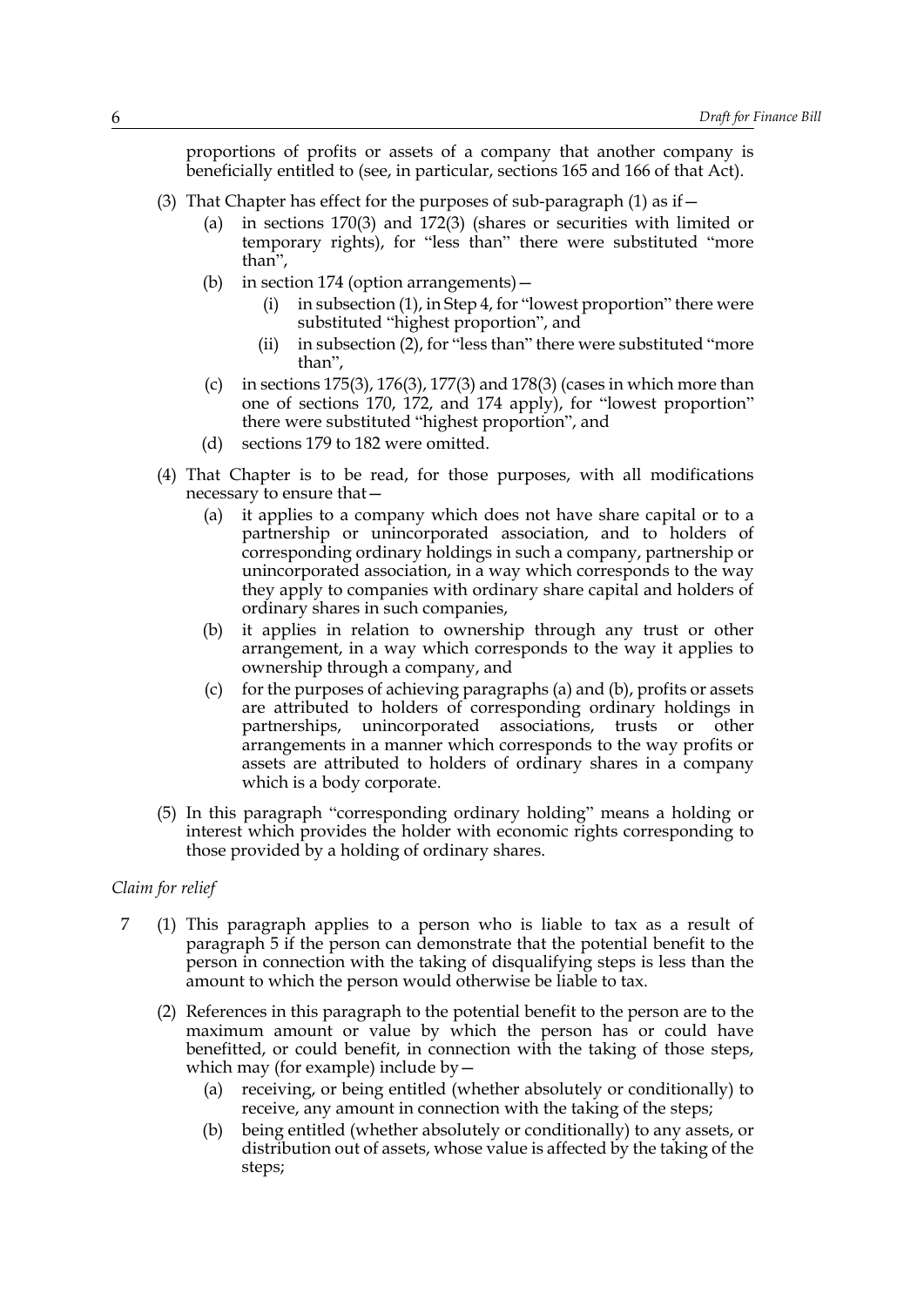proportions of profits or assets of a company that another company is beneficially entitled to (see, in particular, sections 165 and 166 of that Act).

(3) That Chapter has effect for the purposes of sub-paragraph (1) as if—

 (a) in sections 170(3) and 172(3) (shares or securities with limited or temporary rights), for "less than" there were substituted "more than",

 (b) in section 174 (option arrangements)—

  (i) in subsection (1), in Step 4, for "lowest proportion" there were substituted "highest proportion", and

  (ii) in subsection (2), for "less than" there were substituted "more than",

 (c) in sections 175(3), 176(3), 177(3) and 178(3) (cases in which more than one of sections 170, 172, and 174 apply), for "lowest proportion" there were substituted "highest proportion", and

 (d) sections 179 to 182 were omitted.

(4) That Chapter is to be read, for those purposes, with all modifications necessary to ensure that—

 (a) it applies to a company which does not have share capital or to a partnership or unincorporated association, and to holders of corresponding ordinary holdings in such a company, partnership or unincorporated association, in a way which corresponds to the way they apply to companies with ordinary share capital and holders of ordinary shares in such companies,

 (b) it applies in relation to ownership through any trust or other arrangement, in a way which corresponds to the way it applies to ownership through a company, and

 (c) for the purposes of achieving paragraphs (a) and (b), profits or assets are attributed to holders of corresponding ordinary holdings in partnerships, unincorporated associations, trusts or other arrangements in a manner which corresponds to the way profits or assets are attributed to holders of ordinary shares in a company which is a body corporate.

(5) In this paragraph "corresponding ordinary holding" means a holding or interest which provides the holder with economic rights corresponding to those provided by a holding of ordinary shares.

*Claim for relief*

7 (1) This paragraph applies to a person who is liable to tax as a result of paragraph 5 if the person can demonstrate that the potential benefit to the person in connection with the taking of disqualifying steps is less than the amount to which the person would otherwise be liable to tax.

(2) References in this paragraph to the potential benefit to the person are to the maximum amount or value by which the person has or could have benefitted, or could benefit, in connection with the taking of those steps, which may (for example) include by—

 (a) receiving, or being entitled (whether absolutely or conditionally) to receive, any amount in connection with the taking of the steps;

 (b) being entitled (whether absolutely or conditionally) to any assets, or distribution out of assets, whose value is affected by the taking of the steps;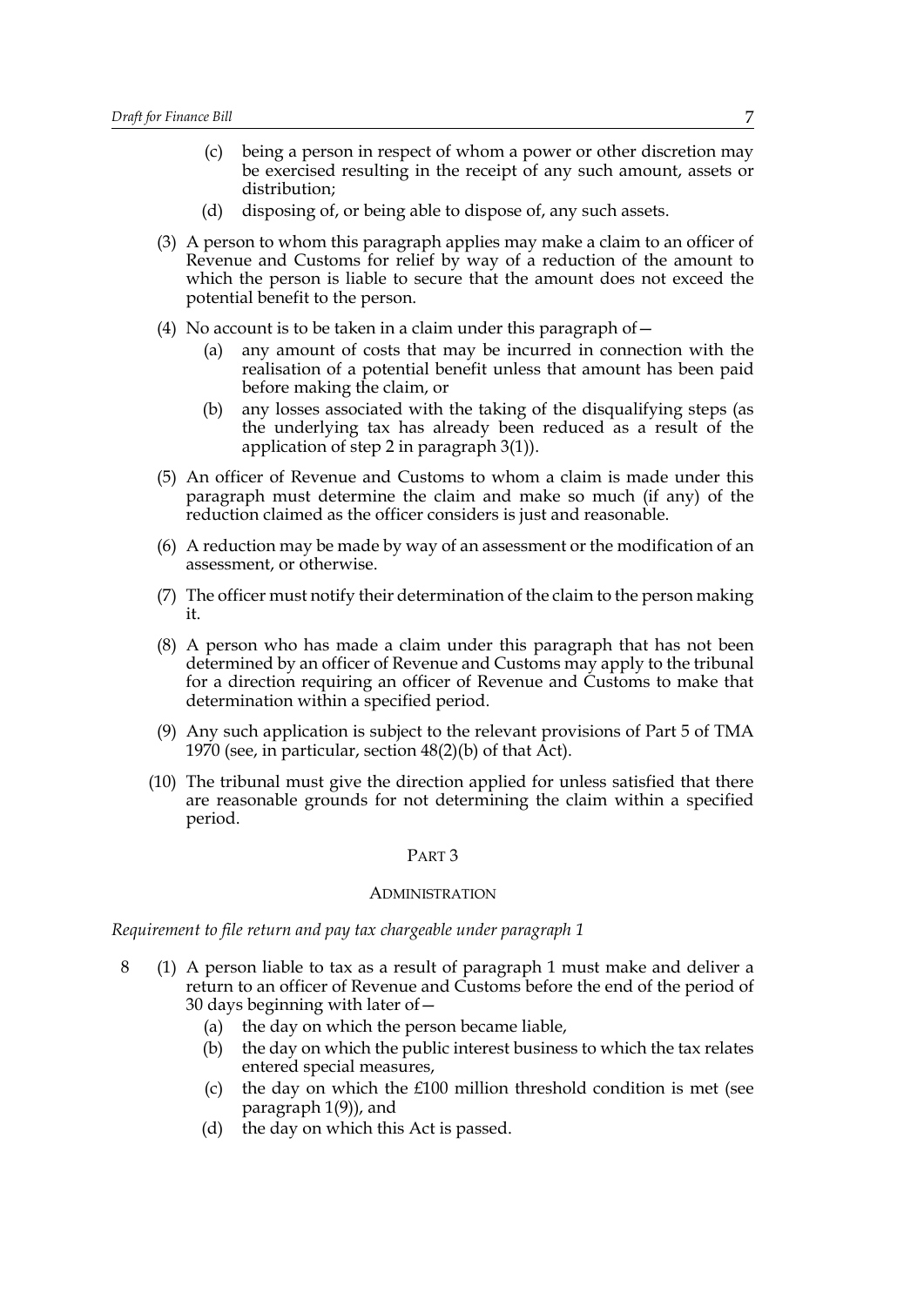(c) being a person in respect of whom a power or other discretion may be exercised resulting in the receipt of any such amount, assets or distribution;

(d) disposing of, or being able to dispose of, any such assets.

(3) A person to whom this paragraph applies may make a claim to an officer of Revenue and Customs for relief by way of a reduction of the amount to which the person is liable to secure that the amount does not exceed the potential benefit to the person.

(4) No account is to be taken in a claim under this paragraph of—

(a) any amount of costs that may be incurred in connection with the realisation of a potential benefit unless that amount has been paid before making the claim, or

(b) any losses associated with the taking of the disqualifying steps (as the underlying tax has already been reduced as a result of the application of step 2 in paragraph 3(1)).

(5) An officer of Revenue and Customs to whom a claim is made under this paragraph must determine the claim and make so much (if any) of the reduction claimed as the officer considers is just and reasonable.

(6) A reduction may be made by way of an assessment or the modification of an assessment, or otherwise.

(7) The officer must notify their determination of the claim to the person making it.

(8) A person who has made a claim under this paragraph that has not been determined by an officer of Revenue and Customs may apply to the tribunal for a direction requiring an officer of Revenue and Customs to make that determination within a specified period.

(9) Any such application is subject to the relevant provisions of Part 5 of TMA 1970 (see, in particular, section 48(2)(b) of that Act).

(10) The tribunal must give the direction applied for unless satisfied that there are reasonable grounds for not determining the claim within a specified period.

## PART 3

## ADMINISTRATION

*Requirement to file return and pay tax chargeable under paragraph 1*

8 (1) A person liable to tax as a result of paragraph 1 must make and deliver a return to an officer of Revenue and Customs before the end of the period of 30 days beginning with later of—

(a) the day on which the person became liable,

(b) the day on which the public interest business to which the tax relates entered special measures,

(c) the day on which the £100 million threshold condition is met (see paragraph 1(9)), and

(d) the day on which this Act is passed.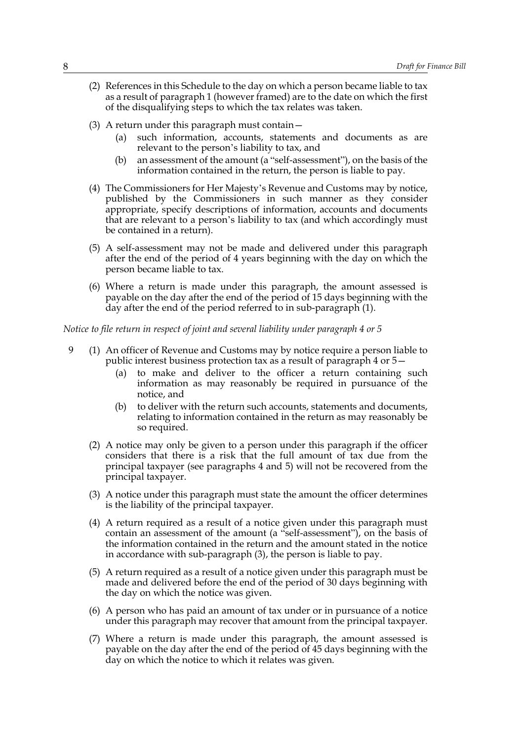(2) References in this Schedule to the day on which a person became liable to tax as a result of paragraph 1 (however framed) are to the date on which the first of the disqualifying steps to which the tax relates was taken.

(3) A return under this paragraph must contain—

  (a) such information, accounts, statements and documents as are relevant to the person's liability to tax, and

  (b) an assessment of the amount (a "self-assessment"), on the basis of the information contained in the return, the person is liable to pay.

(4) The Commissioners for Her Majesty's Revenue and Customs may by notice, published by the Commissioners in such manner as they consider appropriate, specify descriptions of information, accounts and documents that are relevant to a person's liability to tax (and which accordingly must be contained in a return).

(5) A self-assessment may not be made and delivered under this paragraph after the end of the period of 4 years beginning with the day on which the person became liable to tax.

(6) Where a return is made under this paragraph, the amount assessed is payable on the day after the end of the period of 15 days beginning with the day after the end of the period referred to in sub-paragraph (1).

*Notice to file return in respect of joint and several liability under paragraph 4 or 5*

9 (1) An officer of Revenue and Customs may by notice require a person liable to public interest business protection tax as a result of paragraph 4 or 5—

  (a) to make and deliver to the officer a return containing such information as may reasonably be required in pursuance of the notice, and

  (b) to deliver with the return such accounts, statements and documents, relating to information contained in the return as may reasonably be so required.

(2) A notice may only be given to a person under this paragraph if the officer considers that there is a risk that the full amount of tax due from the principal taxpayer (see paragraphs 4 and 5) will not be recovered from the principal taxpayer.

(3) A notice under this paragraph must state the amount the officer determines is the liability of the principal taxpayer.

(4) A return required as a result of a notice given under this paragraph must contain an assessment of the amount (a "self-assessment"), on the basis of the information contained in the return and the amount stated in the notice in accordance with sub-paragraph (3), the person is liable to pay.

(5) A return required as a result of a notice given under this paragraph must be made and delivered before the end of the period of 30 days beginning with the day on which the notice was given.

(6) A person who has paid an amount of tax under or in pursuance of a notice under this paragraph may recover that amount from the principal taxpayer.

(7) Where a return is made under this paragraph, the amount assessed is payable on the day after the end of the period of 45 days beginning with the day on which the notice to which it relates was given.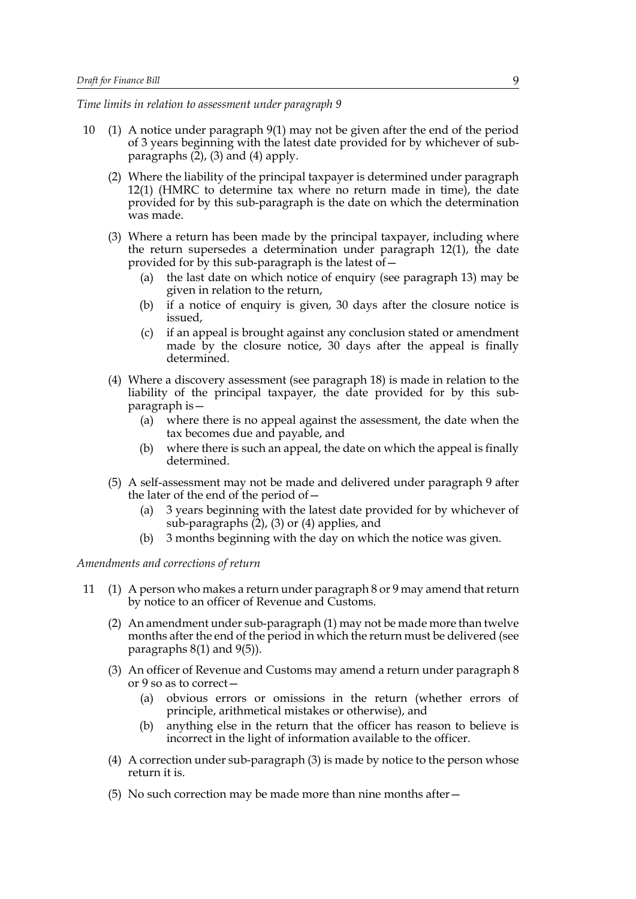*Time limits in relation to assessment under paragraph 9*

10 (1) A notice under paragraph 9(1) may not be given after the end of the period of 3 years beginning with the latest date provided for by whichever of sub-paragraphs (2), (3) and (4) apply.

(2) Where the liability of the principal taxpayer is determined under paragraph 12(1) (HMRC to determine tax where no return made in time), the date provided for by this sub-paragraph is the date on which the determination was made.

(3) Where a return has been made by the principal taxpayer, including where the return supersedes a determination under paragraph 12(1), the date provided for by this sub-paragraph is the latest of—

(a) the last date on which notice of enquiry (see paragraph 13) may be given in relation to the return,

(b) if a notice of enquiry is given, 30 days after the closure notice is issued,

(c) if an appeal is brought against any conclusion stated or amendment made by the closure notice, 30 days after the appeal is finally determined.

(4) Where a discovery assessment (see paragraph 18) is made in relation to the liability of the principal taxpayer, the date provided for by this sub-paragraph is—

(a) where there is no appeal against the assessment, the date when the tax becomes due and payable, and

(b) where there is such an appeal, the date on which the appeal is finally determined.

(5) A self-assessment may not be made and delivered under paragraph 9 after the later of the end of the period of—

(a) 3 years beginning with the latest date provided for by whichever of sub-paragraphs (2), (3) or (4) applies, and

(b) 3 months beginning with the day on which the notice was given.

*Amendments and corrections of return*

11 (1) A person who makes a return under paragraph 8 or 9 may amend that return by notice to an officer of Revenue and Customs.

(2) An amendment under sub-paragraph (1) may not be made more than twelve months after the end of the period in which the return must be delivered (see paragraphs 8(1) and 9(5)).

(3) An officer of Revenue and Customs may amend a return under paragraph 8 or 9 so as to correct—

(a) obvious errors or omissions in the return (whether errors of principle, arithmetical mistakes or otherwise), and

(b) anything else in the return that the officer has reason to believe is incorrect in the light of information available to the officer.

(4) A correction under sub-paragraph (3) is made by notice to the person whose return it is.

(5) No such correction may be made more than nine months after—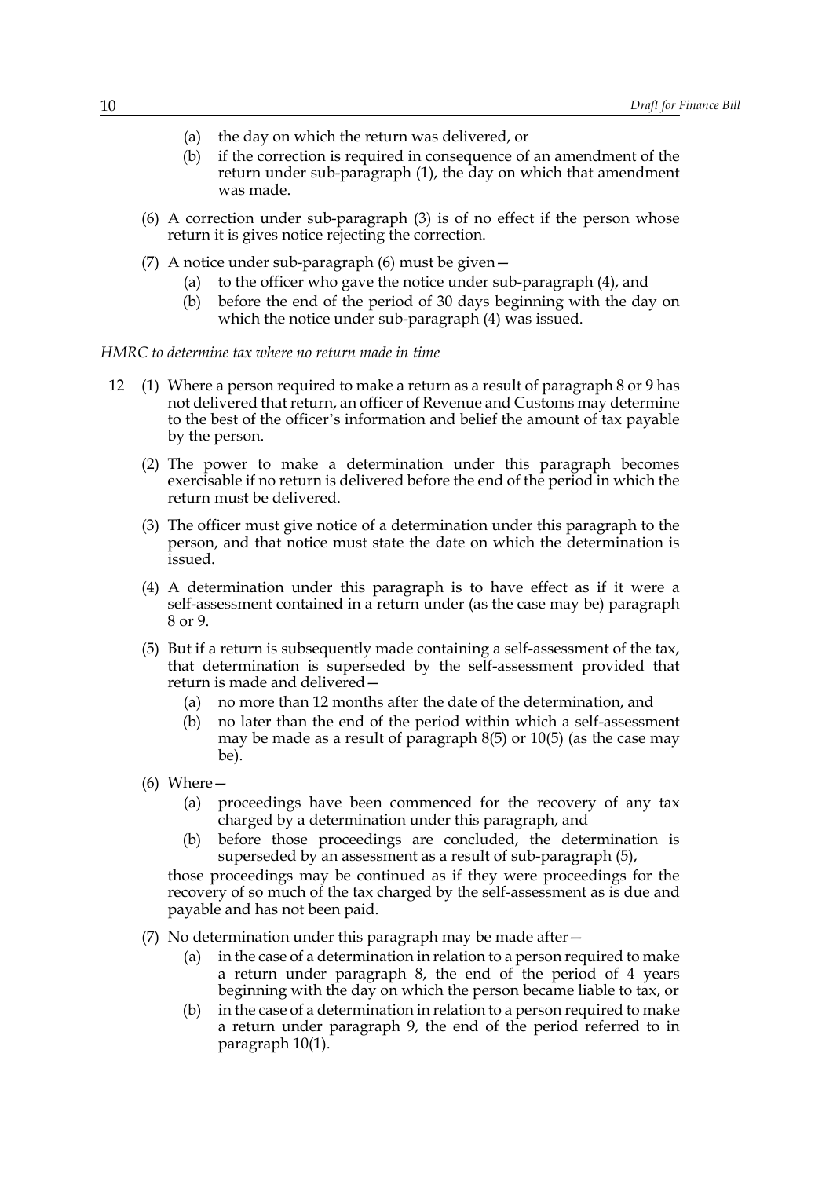(a) the day on which the return was delivered, or

(b) if the correction is required in consequence of an amendment of the return under sub-paragraph (1), the day on which that amendment was made.

(6) A correction under sub-paragraph (3) is of no effect if the person whose return it is gives notice rejecting the correction.

(7) A notice under sub-paragraph (6) must be given—

(a) to the officer who gave the notice under sub-paragraph (4), and

(b) before the end of the period of 30 days beginning with the day on which the notice under sub-paragraph (4) was issued.

*HMRC to determine tax where no return made in time*

12 (1) Where a person required to make a return as a result of paragraph 8 or 9 has not delivered that return, an officer of Revenue and Customs may determine to the best of the officer's information and belief the amount of tax payable by the person.

(2) The power to make a determination under this paragraph becomes exercisable if no return is delivered before the end of the period in which the return must be delivered.

(3) The officer must give notice of a determination under this paragraph to the person, and that notice must state the date on which the determination is issued.

(4) A determination under this paragraph is to have effect as if it were a self-assessment contained in a return under (as the case may be) paragraph 8 or 9.

(5) But if a return is subsequently made containing a self-assessment of the tax, that determination is superseded by the self-assessment provided that return is made and delivered—

(a) no more than 12 months after the date of the determination, and

(b) no later than the end of the period within which a self-assessment may be made as a result of paragraph 8(5) or 10(5) (as the case may be).

(6) Where—

(a) proceedings have been commenced for the recovery of any tax charged by a determination under this paragraph, and

(b) before those proceedings are concluded, the determination is superseded by an assessment as a result of sub-paragraph (5),

those proceedings may be continued as if they were proceedings for the recovery of so much of the tax charged by the self-assessment as is due and payable and has not been paid.

(7) No determination under this paragraph may be made after—

(a) in the case of a determination in relation to a person required to make a return under paragraph 8, the end of the period of 4 years beginning with the day on which the person became liable to tax, or

(b) in the case of a determination in relation to a person required to make a return under paragraph 9, the end of the period referred to in paragraph 10(1).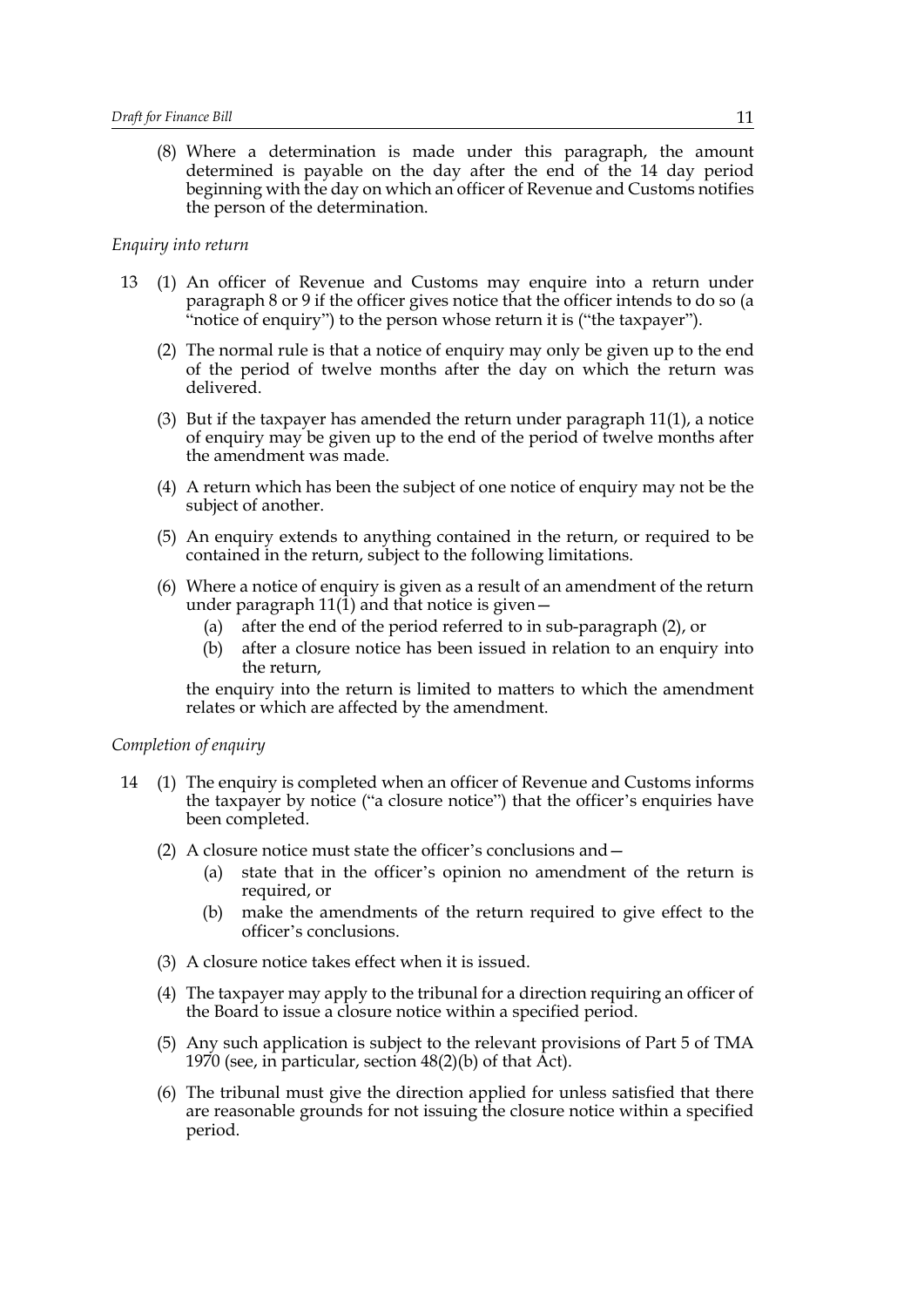(8) Where a determination is made under this paragraph, the amount determined is payable on the day after the end of the 14 day period beginning with the day on which an officer of Revenue and Customs notifies the person of the determination.

*Enquiry into return*

13 (1) An officer of Revenue and Customs may enquire into a return under paragraph 8 or 9 if the officer gives notice that the officer intends to do so (a "notice of enquiry") to the person whose return it is ("the taxpayer").

(2) The normal rule is that a notice of enquiry may only be given up to the end of the period of twelve months after the day on which the return was delivered.

(3) But if the taxpayer has amended the return under paragraph 11(1), a notice of enquiry may be given up to the end of the period of twelve months after the amendment was made.

(4) A return which has been the subject of one notice of enquiry may not be the subject of another.

(5) An enquiry extends to anything contained in the return, or required to be contained in the return, subject to the following limitations.

(6) Where a notice of enquiry is given as a result of an amendment of the return under paragraph 11(1) and that notice is given—

(a) after the end of the period referred to in sub-paragraph (2), or

(b) after a closure notice has been issued in relation to an enquiry into the return,

the enquiry into the return is limited to matters to which the amendment relates or which are affected by the amendment.

*Completion of enquiry*

14 (1) The enquiry is completed when an officer of Revenue and Customs informs the taxpayer by notice ("a closure notice") that the officer's enquiries have been completed.

(2) A closure notice must state the officer's conclusions and—

(a) state that in the officer's opinion no amendment of the return is required, or

(b) make the amendments of the return required to give effect to the officer's conclusions.

(3) A closure notice takes effect when it is issued.

(4) The taxpayer may apply to the tribunal for a direction requiring an officer of the Board to issue a closure notice within a specified period.

(5) Any such application is subject to the relevant provisions of Part 5 of TMA 1970 (see, in particular, section 48(2)(b) of that Act).

(6) The tribunal must give the direction applied for unless satisfied that there are reasonable grounds for not issuing the closure notice within a specified period.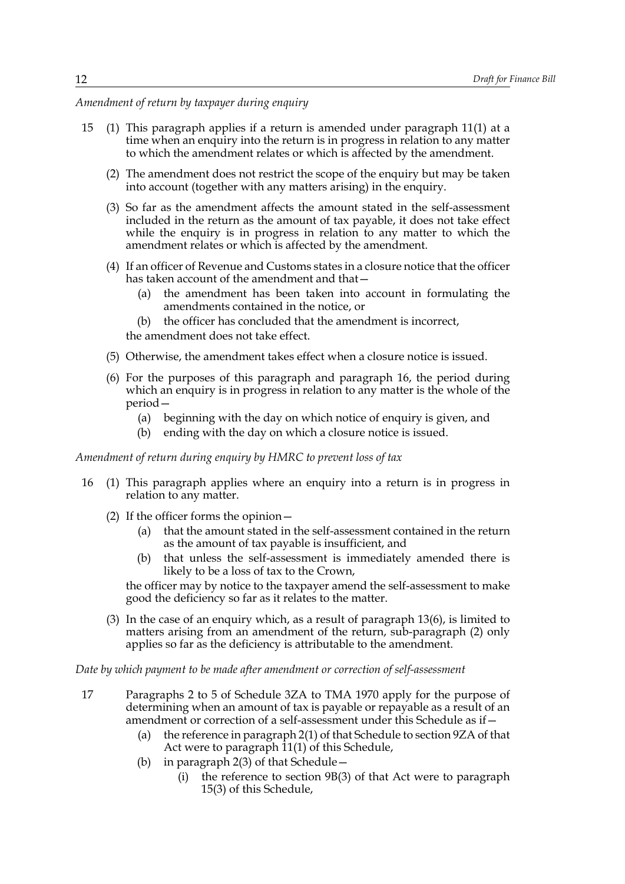*Amendment of return by taxpayer during enquiry*

15 (1) This paragraph applies if a return is amended under paragraph 11(1) at a time when an enquiry into the return is in progress in relation to any matter to which the amendment relates or which is affected by the amendment.

(2) The amendment does not restrict the scope of the enquiry but may be taken into account (together with any matters arising) in the enquiry.

(3) So far as the amendment affects the amount stated in the self-assessment included in the return as the amount of tax payable, it does not take effect while the enquiry is in progress in relation to any matter to which the amendment relates or which is affected by the amendment.

(4) If an officer of Revenue and Customs states in a closure notice that the officer has taken account of the amendment and that—

(a) the amendment has been taken into account in formulating the amendments contained in the notice, or

(b) the officer has concluded that the amendment is incorrect,

the amendment does not take effect.

(5) Otherwise, the amendment takes effect when a closure notice is issued.

(6) For the purposes of this paragraph and paragraph 16, the period during which an enquiry is in progress in relation to any matter is the whole of the period—

(a) beginning with the day on which notice of enquiry is given, and

(b) ending with the day on which a closure notice is issued.

*Amendment of return during enquiry by HMRC to prevent loss of tax*

16 (1) This paragraph applies where an enquiry into a return is in progress in relation to any matter.

(2) If the officer forms the opinion—

(a) that the amount stated in the self-assessment contained in the return as the amount of tax payable is insufficient, and

(b) that unless the self-assessment is immediately amended there is likely to be a loss of tax to the Crown,

the officer may by notice to the taxpayer amend the self-assessment to make good the deficiency so far as it relates to the matter.

(3) In the case of an enquiry which, as a result of paragraph 13(6), is limited to matters arising from an amendment of the return, sub-paragraph (2) only applies so far as the deficiency is attributable to the amendment.

*Date by which payment to be made after amendment or correction of self-assessment*

17 Paragraphs 2 to 5 of Schedule 3ZA to TMA 1970 apply for the purpose of determining when an amount of tax is payable or repayable as a result of an amendment or correction of a self-assessment under this Schedule as if—

(a) the reference in paragraph 2(1) of that Schedule to section 9ZA of that Act were to paragraph 11(1) of this Schedule,

(b) in paragraph 2(3) of that Schedule—

(i) the reference to section 9B(3) of that Act were to paragraph 15(3) of this Schedule,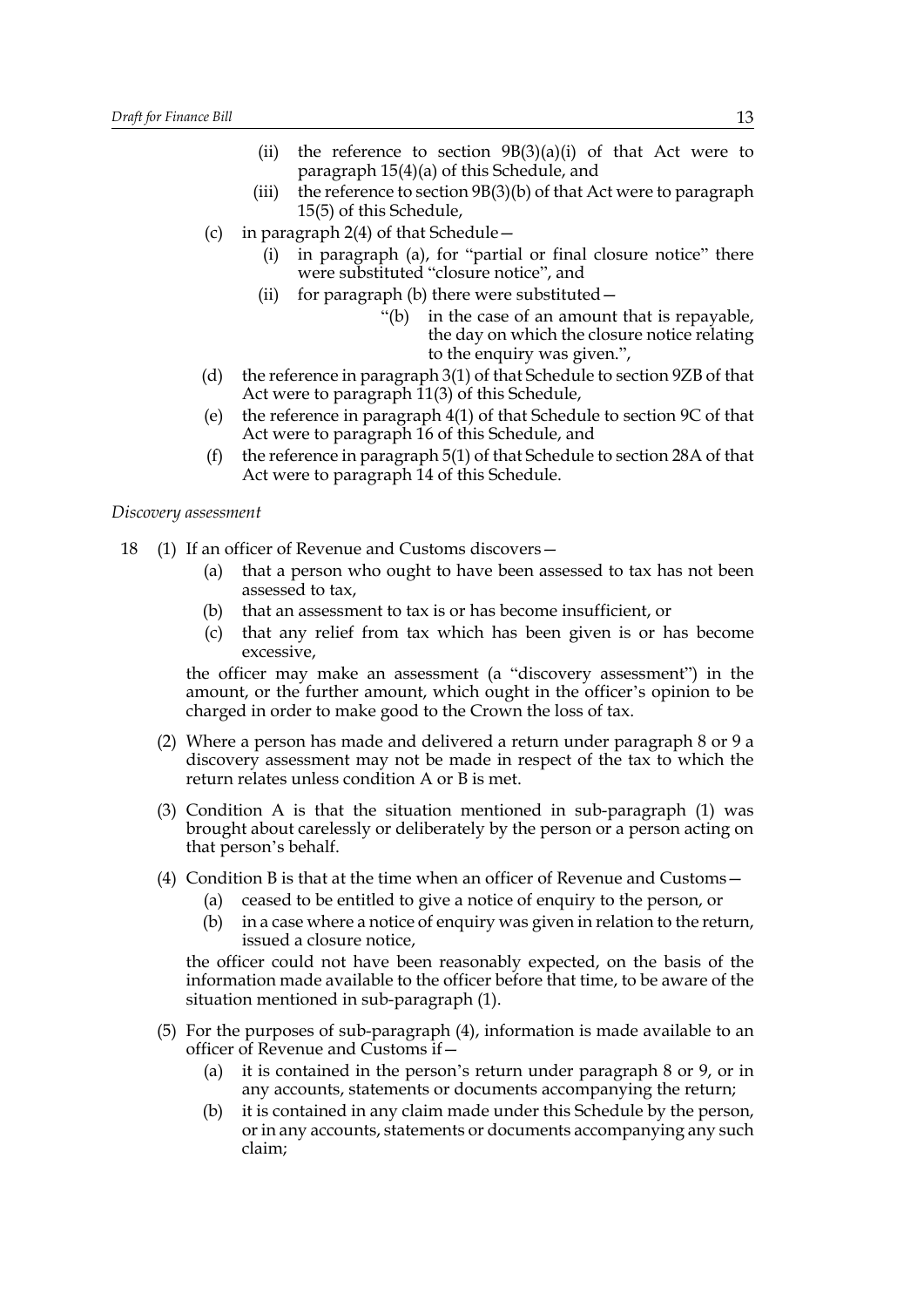- (ii) the reference to section 9B(3)(a)(i) of that Act were to paragraph 15(4)(a) of this Schedule, and
- (iii) the reference to section 9B(3)(b) of that Act were to paragraph 15(5) of this Schedule,

(c) in paragraph 2(4) of that Schedule—

- (i) in paragraph (a), for "partial or final closure notice" there were substituted "closure notice", and
- (ii) for paragraph (b) there were substituted—

  "(b) in the case of an amount that is repayable, the day on which the closure notice relating to the enquiry was given.",

(d) the reference in paragraph 3(1) of that Schedule to section 9ZB of that Act were to paragraph 11(3) of this Schedule,

(e) the reference in paragraph 4(1) of that Schedule to section 9C of that Act were to paragraph 16 of this Schedule, and

(f) the reference in paragraph 5(1) of that Schedule to section 28A of that Act were to paragraph 14 of this Schedule.

*Discovery assessment*

18 (1) If an officer of Revenue and Customs discovers—

- (a) that a person who ought to have been assessed to tax has not been assessed to tax,
- (b) that an assessment to tax is or has become insufficient, or
- (c) that any relief from tax which has been given is or has become excessive,

the officer may make an assessment (a "discovery assessment") in the amount, or the further amount, which ought in the officer's opinion to be charged in order to make good to the Crown the loss of tax.

(2) Where a person has made and delivered a return under paragraph 8 or 9 a discovery assessment may not be made in respect of the tax to which the return relates unless condition A or B is met.

(3) Condition A is that the situation mentioned in sub-paragraph (1) was brought about carelessly or deliberately by the person or a person acting on that person's behalf.

(4) Condition B is that at the time when an officer of Revenue and Customs—

- (a) ceased to be entitled to give a notice of enquiry to the person, or
- (b) in a case where a notice of enquiry was given in relation to the return, issued a closure notice,

the officer could not have been reasonably expected, on the basis of the information made available to the officer before that time, to be aware of the situation mentioned in sub-paragraph (1).

(5) For the purposes of sub-paragraph (4), information is made available to an officer of Revenue and Customs if—

- (a) it is contained in the person's return under paragraph 8 or 9, or in any accounts, statements or documents accompanying the return;
- (b) it is contained in any claim made under this Schedule by the person, or in any accounts, statements or documents accompanying any such claim;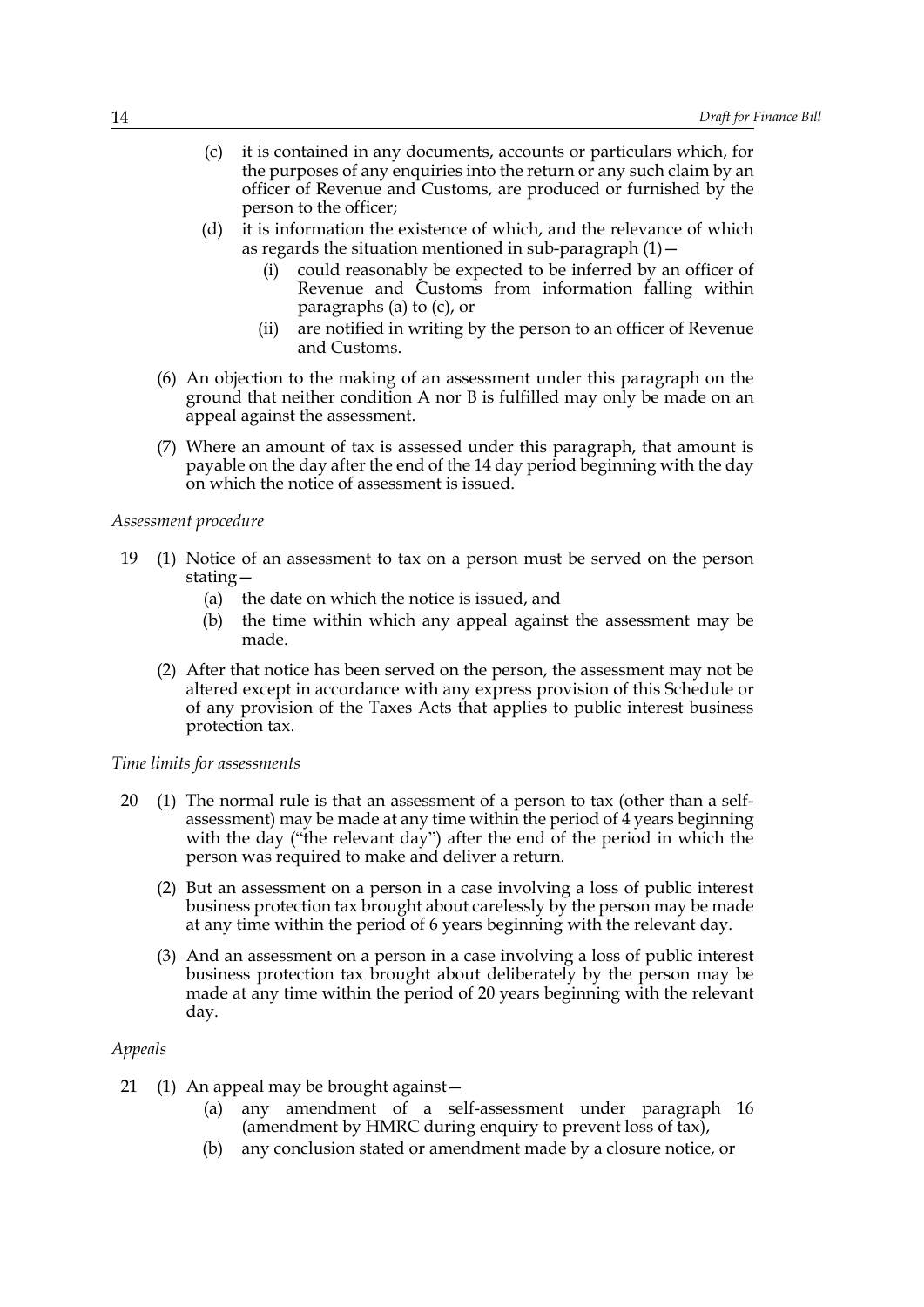(c) it is contained in any documents, accounts or particulars which, for the purposes of any enquiries into the return or any such claim by an officer of Revenue and Customs, are produced or furnished by the person to the officer;

(d) it is information the existence of which, and the relevance of which as regards the situation mentioned in sub-paragraph (1)—

(i) could reasonably be expected to be inferred by an officer of Revenue and Customs from information falling within paragraphs (a) to (c), or

(ii) are notified in writing by the person to an officer of Revenue and Customs.

(6) An objection to the making of an assessment under this paragraph on the ground that neither condition A nor B is fulfilled may only be made on an appeal against the assessment.

(7) Where an amount of tax is assessed under this paragraph, that amount is payable on the day after the end of the 14 day period beginning with the day on which the notice of assessment is issued.

*Assessment procedure*

19 (1) Notice of an assessment to tax on a person must be served on the person stating—

(a) the date on which the notice is issued, and

(b) the time within which any appeal against the assessment may be made.

(2) After that notice has been served on the person, the assessment may not be altered except in accordance with any express provision of this Schedule or of any provision of the Taxes Acts that applies to public interest business protection tax.

*Time limits for assessments*

20 (1) The normal rule is that an assessment of a person to tax (other than a self-assessment) may be made at any time within the period of 4 years beginning with the day ("the relevant day") after the end of the period in which the person was required to make and deliver a return.

(2) But an assessment on a person in a case involving a loss of public interest business protection tax brought about carelessly by the person may be made at any time within the period of 6 years beginning with the relevant day.

(3) And an assessment on a person in a case involving a loss of public interest business protection tax brought about deliberately by the person may be made at any time within the period of 20 years beginning with the relevant day.

*Appeals*

21 (1) An appeal may be brought against—

(a) any amendment of a self-assessment under paragraph 16 (amendment by HMRC during enquiry to prevent loss of tax),

(b) any conclusion stated or amendment made by a closure notice, or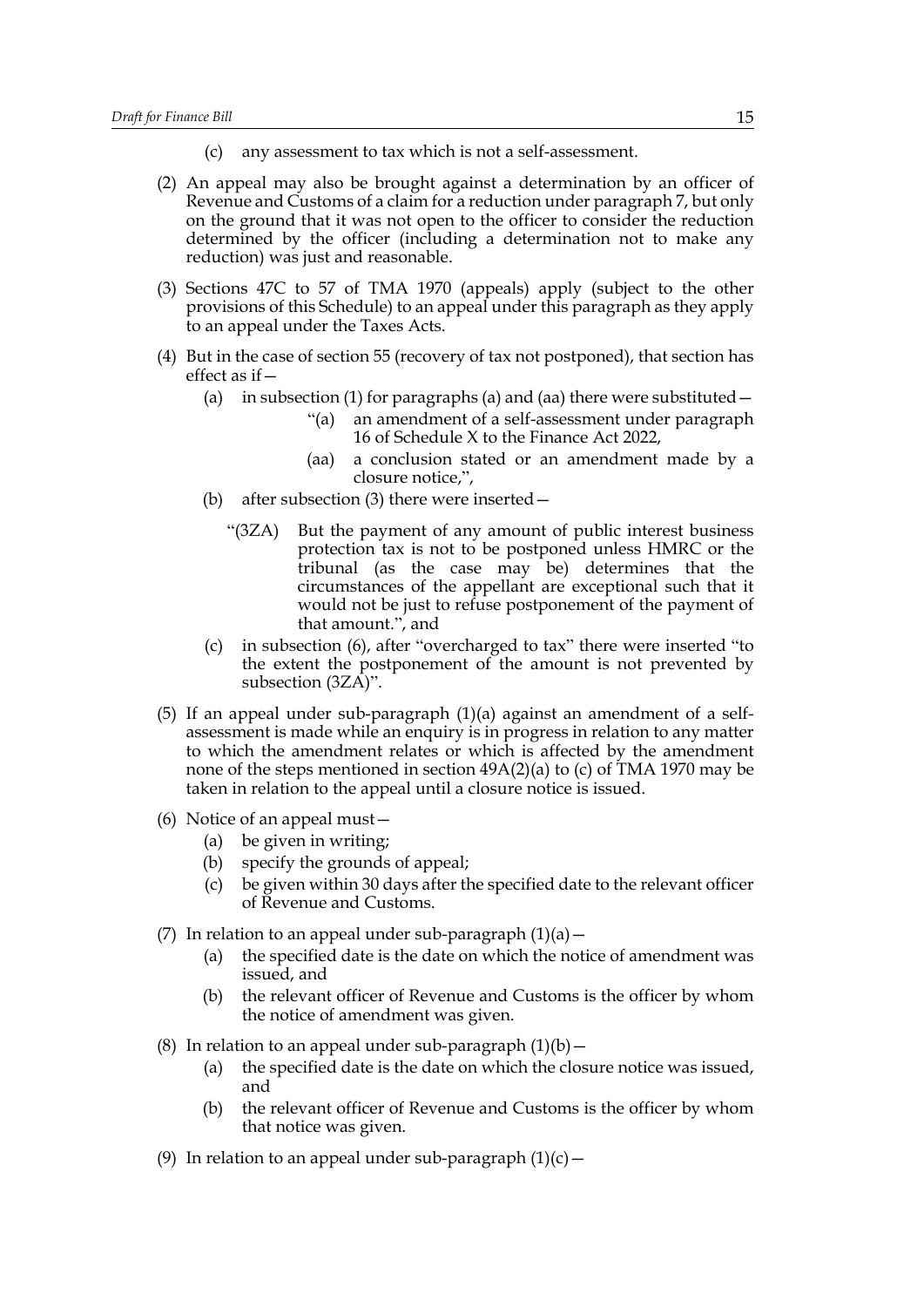(c) any assessment to tax which is not a self-assessment.

(2) An appeal may also be brought against a determination by an officer of Revenue and Customs of a claim for a reduction under paragraph 7, but only on the ground that it was not open to the officer to consider the reduction determined by the officer (including a determination not to make any reduction) was just and reasonable.

(3) Sections 47C to 57 of TMA 1970 (appeals) apply (subject to the other provisions of this Schedule) to an appeal under this paragraph as they apply to an appeal under the Taxes Acts.

(4) But in the case of section 55 (recovery of tax not postponed), that section has effect as if—

(a) in subsection (1) for paragraphs (a) and (aa) there were substituted—

"(a) an amendment of a self-assessment under paragraph 16 of Schedule X to the Finance Act 2022,

(aa) a conclusion stated or an amendment made by a closure notice,",

(b) after subsection (3) there were inserted—

"(3ZA) But the payment of any amount of public interest business protection tax is not to be postponed unless HMRC or the tribunal (as the case may be) determines that the circumstances of the appellant are exceptional such that it would not be just to refuse postponement of the payment of that amount.", and

(c) in subsection (6), after "overcharged to tax" there were inserted "to the extent the postponement of the amount is not prevented by subsection (3ZA)".

(5) If an appeal under sub-paragraph (1)(a) against an amendment of a self-assessment is made while an enquiry is in progress in relation to any matter to which the amendment relates or which is affected by the amendment none of the steps mentioned in section 49A(2)(a) to (c) of TMA 1970 may be taken in relation to the appeal until a closure notice is issued.

(6) Notice of an appeal must—

(a) be given in writing;

(b) specify the grounds of appeal;

(c) be given within 30 days after the specified date to the relevant officer of Revenue and Customs.

(7) In relation to an appeal under sub-paragraph (1)(a)—

(a) the specified date is the date on which the notice of amendment was issued, and

(b) the relevant officer of Revenue and Customs is the officer by whom the notice of amendment was given.

(8) In relation to an appeal under sub-paragraph (1)(b)—

(a) the specified date is the date on which the closure notice was issued, and

(b) the relevant officer of Revenue and Customs is the officer by whom that notice was given.

(9) In relation to an appeal under sub-paragraph (1)(c)—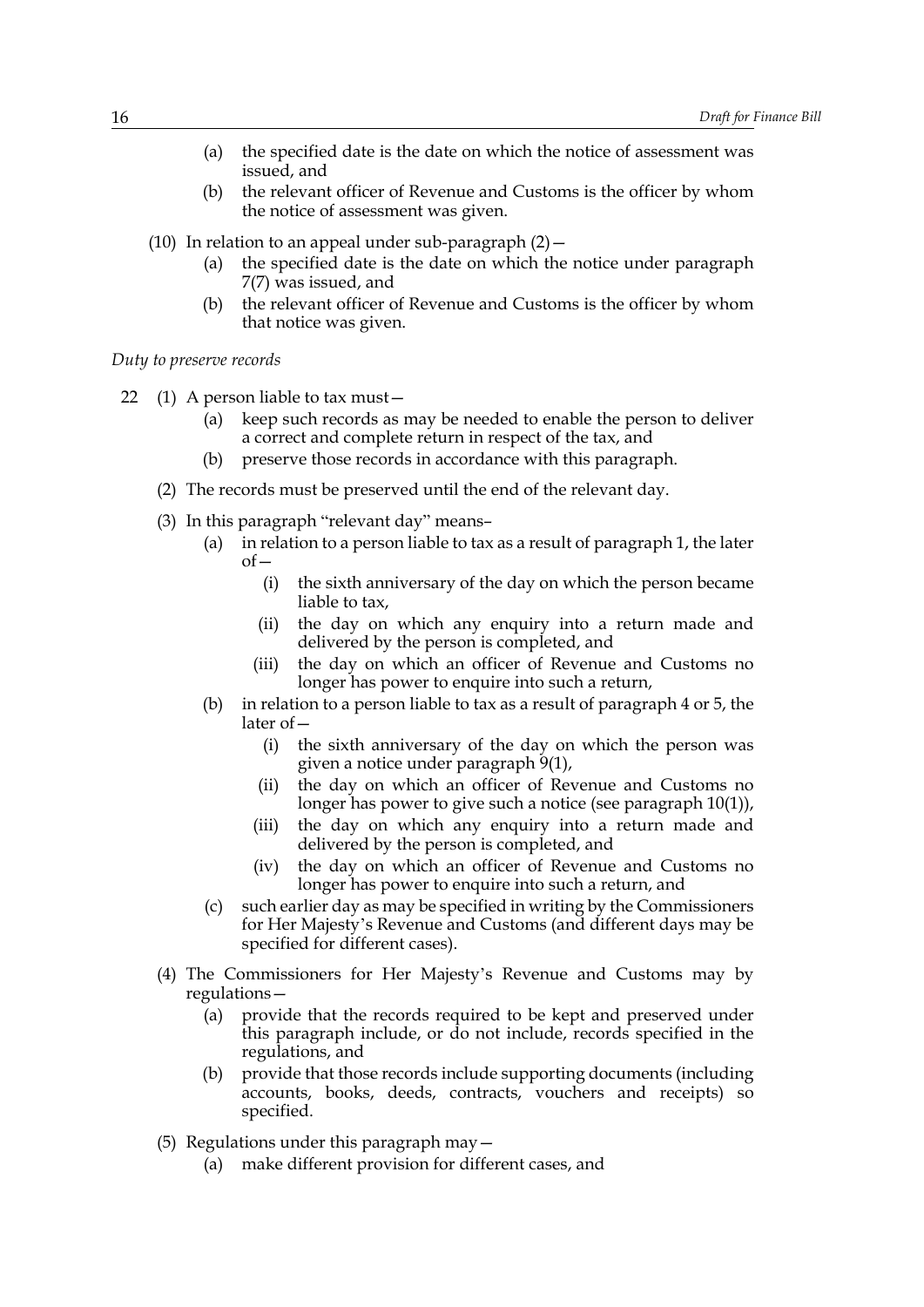(a) the specified date is the date on which the notice of assessment was issued, and

(b) the relevant officer of Revenue and Customs is the officer by whom the notice of assessment was given.

(10) In relation to an appeal under sub-paragraph (2)—

(a) the specified date is the date on which the notice under paragraph 7(7) was issued, and

(b) the relevant officer of Revenue and Customs is the officer by whom that notice was given.

*Duty to preserve records*

22 (1) A person liable to tax must—

(a) keep such records as may be needed to enable the person to deliver a correct and complete return in respect of the tax, and

(b) preserve those records in accordance with this paragraph.

(2) The records must be preserved until the end of the relevant day.

(3) In this paragraph "relevant day" means–

(a) in relation to a person liable to tax as a result of paragraph 1, the later of—

(i) the sixth anniversary of the day on which the person became liable to tax,

(ii) the day on which any enquiry into a return made and delivered by the person is completed, and

(iii) the day on which an officer of Revenue and Customs no longer has power to enquire into such a return,

(b) in relation to a person liable to tax as a result of paragraph 4 or 5, the later of—

(i) the sixth anniversary of the day on which the person was given a notice under paragraph 9(1),

(ii) the day on which an officer of Revenue and Customs no longer has power to give such a notice (see paragraph 10(1)),

(iii) the day on which any enquiry into a return made and delivered by the person is completed, and

(iv) the day on which an officer of Revenue and Customs no longer has power to enquire into such a return, and

(c) such earlier day as may be specified in writing by the Commissioners for Her Majesty's Revenue and Customs (and different days may be specified for different cases).

(4) The Commissioners for Her Majesty's Revenue and Customs may by regulations—

(a) provide that the records required to be kept and preserved under this paragraph include, or do not include, records specified in the regulations, and

(b) provide that those records include supporting documents (including accounts, books, deeds, contracts, vouchers and receipts) so specified.

(5) Regulations under this paragraph may—

(a) make different provision for different cases, and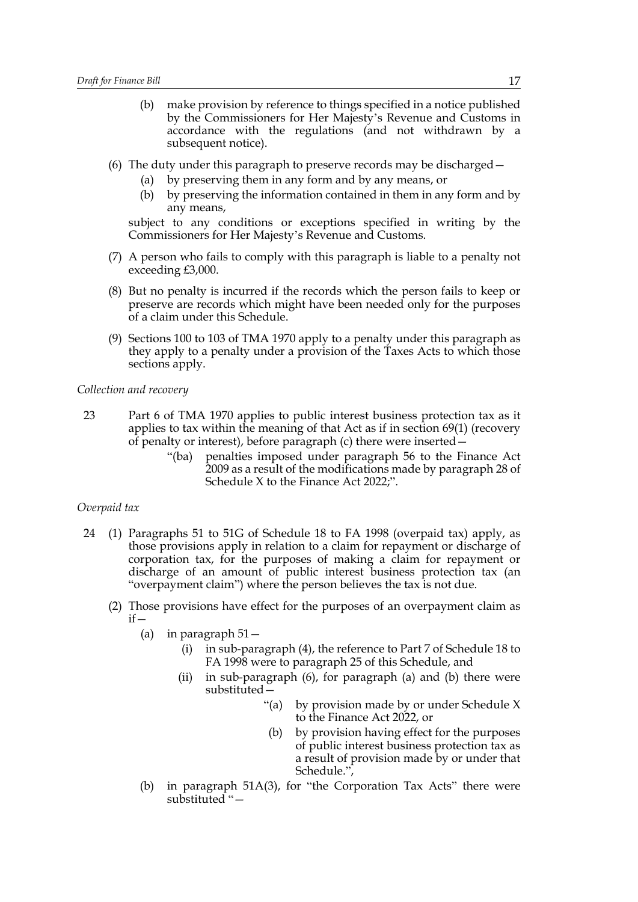(b) make provision by reference to things specified in a notice published by the Commissioners for Her Majesty's Revenue and Customs in accordance with the regulations (and not withdrawn by a subsequent notice).

(6) The duty under this paragraph to preserve records may be discharged—

(a) by preserving them in any form and by any means, or

(b) by preserving the information contained in them in any form and by any means,

subject to any conditions or exceptions specified in writing by the Commissioners for Her Majesty's Revenue and Customs.

(7) A person who fails to comply with this paragraph is liable to a penalty not exceeding £3,000.

(8) But no penalty is incurred if the records which the person fails to keep or preserve are records which might have been needed only for the purposes of a claim under this Schedule.

(9) Sections 100 to 103 of TMA 1970 apply to a penalty under this paragraph as they apply to a penalty under a provision of the Taxes Acts to which those sections apply.

*Collection and recovery*

23 Part 6 of TMA 1970 applies to public interest business protection tax as it applies to tax within the meaning of that Act as if in section 69(1) (recovery of penalty or interest), before paragraph (c) there were inserted—

"(ba) penalties imposed under paragraph 56 to the Finance Act 2009 as a result of the modifications made by paragraph 28 of Schedule X to the Finance Act 2022;".

*Overpaid tax*

24 (1) Paragraphs 51 to 51G of Schedule 18 to FA 1998 (overpaid tax) apply, as those provisions apply in relation to a claim for repayment or discharge of corporation tax, for the purposes of making a claim for repayment or discharge of an amount of public interest business protection tax (an "overpayment claim") where the person believes the tax is not due.

(2) Those provisions have effect for the purposes of an overpayment claim as if—

(a) in paragraph 51—

(i) in sub-paragraph (4), the reference to Part 7 of Schedule 18 to FA 1998 were to paragraph 25 of this Schedule, and

(ii) in sub-paragraph (6), for paragraph (a) and (b) there were substituted—

"(a) by provision made by or under Schedule X to the Finance Act 2022, or

(b) by provision having effect for the purposes of public interest business protection tax as a result of provision made by or under that Schedule.",

(b) in paragraph 51A(3), for "the Corporation Tax Acts" there were substituted "—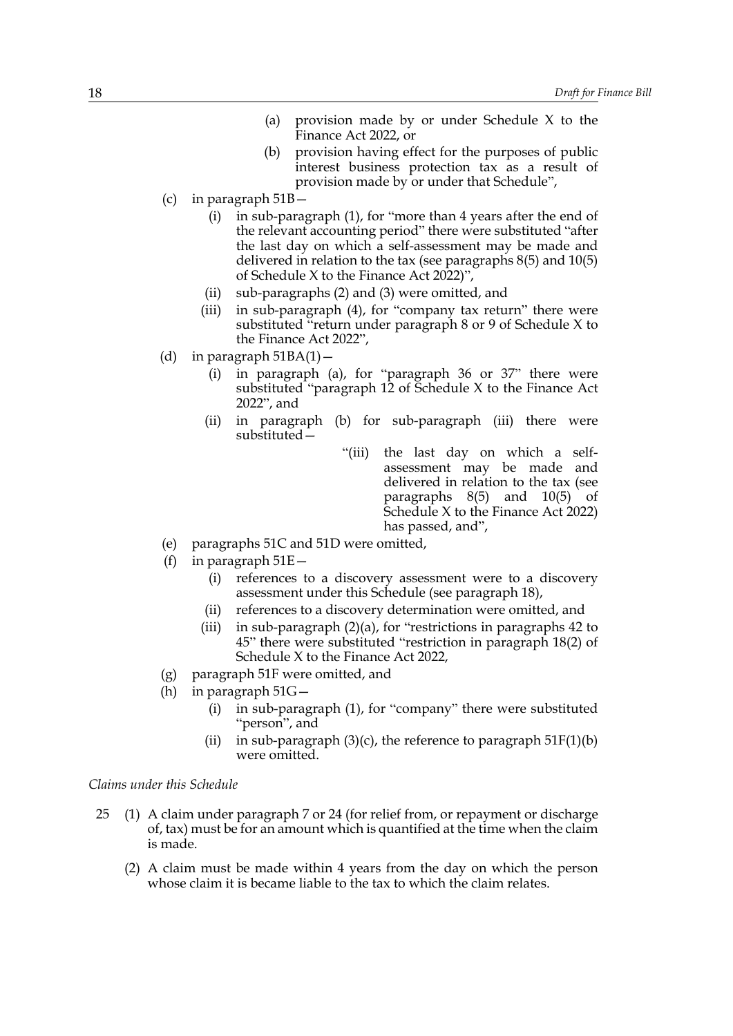(a) provision made by or under Schedule X to the Finance Act 2022, or

(b) provision having effect for the purposes of public interest business protection tax as a result of provision made by or under that Schedule",

(c) in paragraph 51B—

(i) in sub-paragraph (1), for "more than 4 years after the end of the relevant accounting period" there were substituted "after the last day on which a self-assessment may be made and delivered in relation to the tax (see paragraphs 8(5) and 10(5) of Schedule X to the Finance Act 2022)",

(ii) sub-paragraphs (2) and (3) were omitted, and

(iii) in sub-paragraph (4), for "company tax return" there were substituted "return under paragraph 8 or 9 of Schedule X to the Finance Act 2022",

(d) in paragraph 51BA(1)—

(i) in paragraph (a), for "paragraph 36 or 37" there were substituted "paragraph 12 of Schedule X to the Finance Act 2022", and

(ii) in paragraph (b) for sub-paragraph (iii) there were substituted—

"(iii) the last day on which a self-assessment may be made and delivered in relation to the tax (see paragraphs 8(5) and 10(5) of Schedule X to the Finance Act 2022) has passed, and",

(e) paragraphs 51C and 51D were omitted,

(f) in paragraph 51E—

(i) references to a discovery assessment were to a discovery assessment under this Schedule (see paragraph 18),

(ii) references to a discovery determination were omitted, and

(iii) in sub-paragraph (2)(a), for "restrictions in paragraphs 42 to 45" there were substituted "restriction in paragraph 18(2) of Schedule X to the Finance Act 2022,

(g) paragraph 51F were omitted, and

(h) in paragraph 51G—

(i) in sub-paragraph (1), for "company" there were substituted "person", and

(ii) in sub-paragraph (3)(c), the reference to paragraph 51F(1)(b) were omitted.

*Claims under this Schedule*

25 (1) A claim under paragraph 7 or 24 (for relief from, or repayment or discharge of, tax) must be for an amount which is quantified at the time when the claim is made.

(2) A claim must be made within 4 years from the day on which the person whose claim it is became liable to the tax to which the claim relates.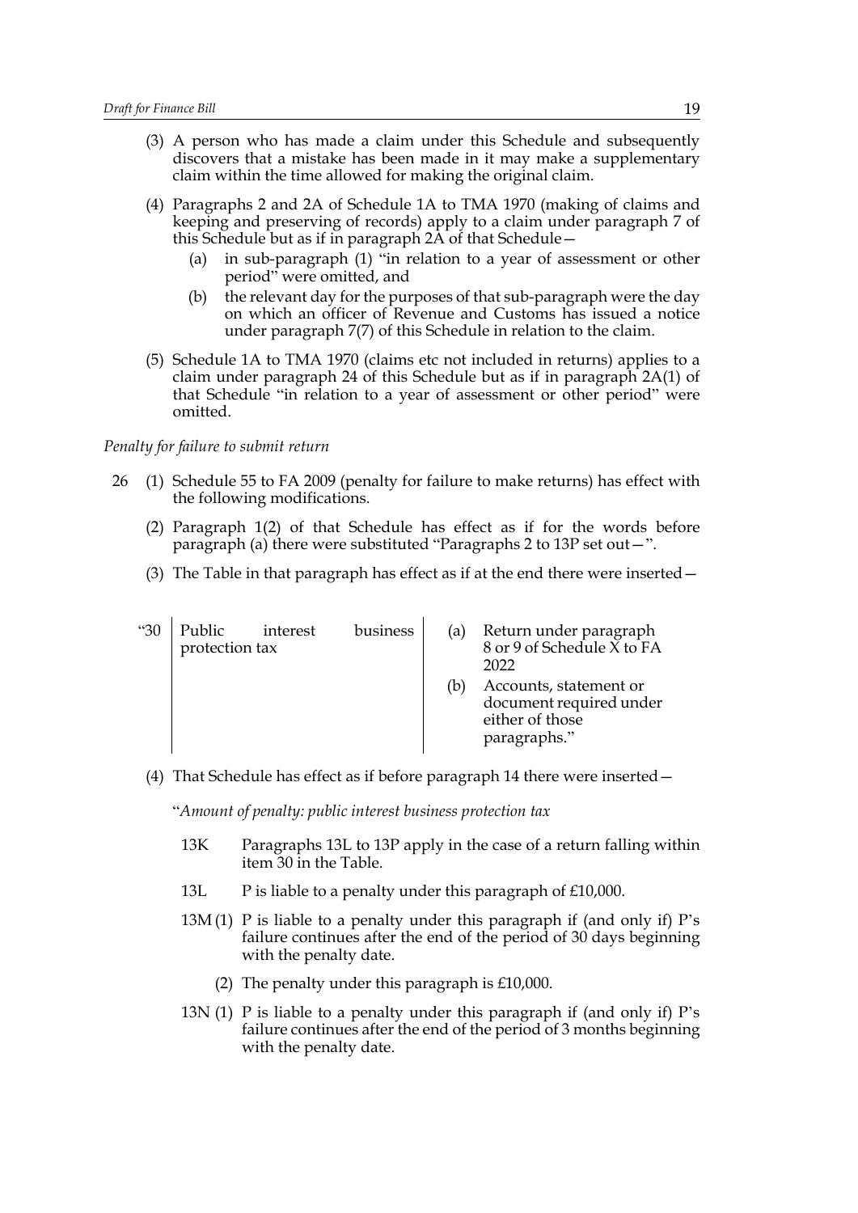(3) A person who has made a claim under this Schedule and subsequently discovers that a mistake has been made in it may make a supplementary claim within the time allowed for making the original claim.

(4) Paragraphs 2 and 2A of Schedule 1A to TMA 1970 (making of claims and keeping and preserving of records) apply to a claim under paragraph 7 of this Schedule but as if in paragraph 2A of that Schedule—

  (a) in sub-paragraph (1) "in relation to a year of assessment or other period" were omitted, and

  (b) the relevant day for the purposes of that sub-paragraph were the day on which an officer of Revenue and Customs has issued a notice under paragraph 7(7) of this Schedule in relation to the claim.

(5) Schedule 1A to TMA 1970 (claims etc not included in returns) applies to a claim under paragraph 24 of this Schedule but as if in paragraph 2A(1) of that Schedule "in relation to a year of assessment or other period" were omitted.

*Penalty for failure to submit return*

26 (1) Schedule 55 to FA 2009 (penalty for failure to make returns) has effect with the following modifications.

(2) Paragraph 1(2) of that Schedule has effect as if for the words before paragraph (a) there were substituted "Paragraphs 2 to 13P set out—".

(3) The Table in that paragraph has effect as if at the end there were inserted—

| | | |
|---|---|---|
| "30 | Public interest business protection tax | (a) Return under paragraph 8 or 9 of Schedule X to FA 2022<br>(b) Accounts, statement or document required under either of those paragraphs." |

(4) That Schedule has effect as if before paragraph 14 there were inserted—

"*Amount of penalty: public interest business protection tax*

13K Paragraphs 13L to 13P apply in the case of a return falling within item 30 in the Table.

13L P is liable to a penalty under this paragraph of £10,000.

13M (1) P is liable to a penalty under this paragraph if (and only if) P's failure continues after the end of the period of 30 days beginning with the penalty date.

(2) The penalty under this paragraph is £10,000.

13N (1) P is liable to a penalty under this paragraph if (and only if) P's failure continues after the end of the period of 3 months beginning with the penalty date.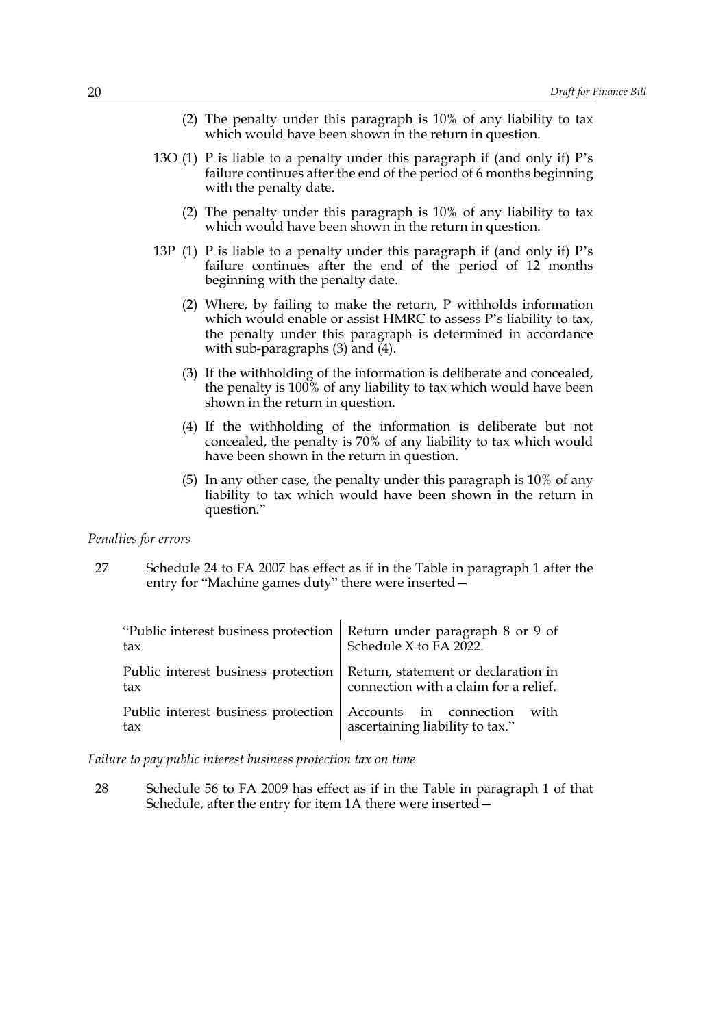(2) The penalty under this paragraph is 10% of any liability to tax which would have been shown in the return in question.

13O (1) P is liable to a penalty under this paragraph if (and only if) P's failure continues after the end of the period of 6 months beginning with the penalty date.

(2) The penalty under this paragraph is 10% of any liability to tax which would have been shown in the return in question.

13P (1) P is liable to a penalty under this paragraph if (and only if) P's failure continues after the end of the period of 12 months beginning with the penalty date.

(2) Where, by failing to make the return, P withholds information which would enable or assist HMRC to assess P's liability to tax, the penalty under this paragraph is determined in accordance with sub-paragraphs (3) and (4).

(3) If the withholding of the information is deliberate and concealed, the penalty is 100% of any liability to tax which would have been shown in the return in question.

(4) If the withholding of the information is deliberate but not concealed, the penalty is 70% of any liability to tax which would have been shown in the return in question.

(5) In any other case, the penalty under this paragraph is 10% of any liability to tax which would have been shown in the return in question."

*Penalties for errors*

27 Schedule 24 to FA 2007 has effect as if in the Table in paragraph 1 after the entry for "Machine games duty" there were inserted—

| | |
|---|---|
| "Public interest business protection tax | Return under paragraph 8 or 9 of Schedule X to FA 2022. |
| Public interest business protection tax | Return, statement or declaration in connection with a claim for a relief. |
| Public interest business protection tax | Accounts in connection with ascertaining liability to tax." |

*Failure to pay public interest business protection tax on time*

28 Schedule 56 to FA 2009 has effect as if in the Table in paragraph 1 of that Schedule, after the entry for item 1A there were inserted—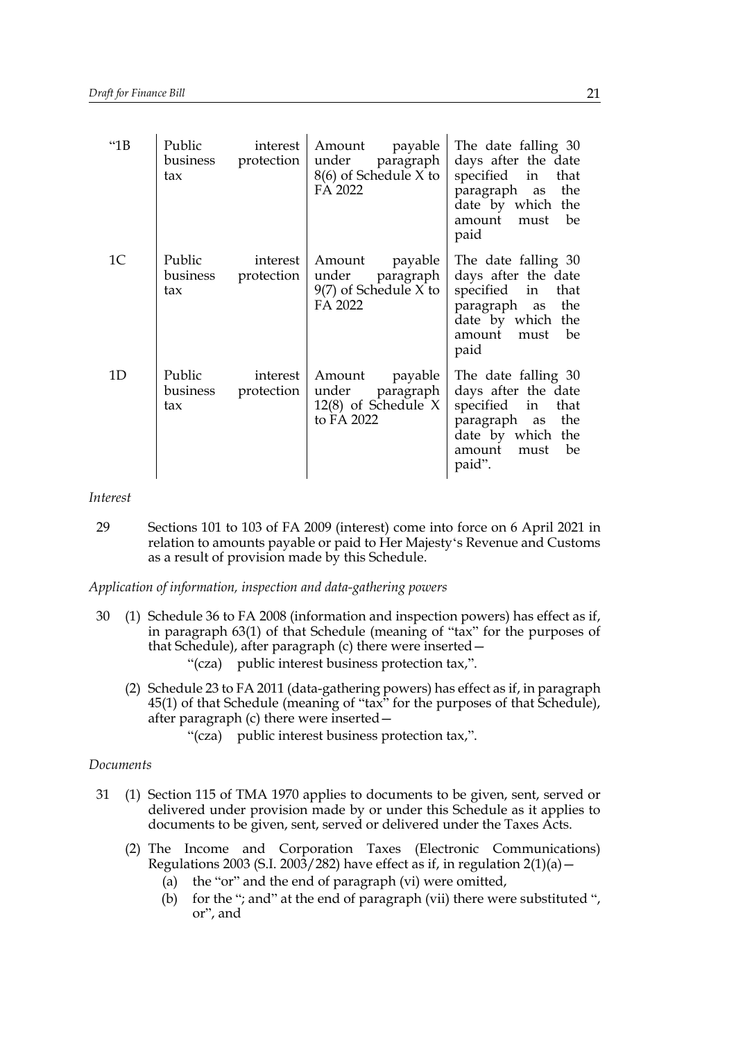| “1B | Public interest business protection tax | Amount payable under paragraph 8(6) of Schedule X to FA 2022 | The date falling 30 days after the date specified in that paragraph as the date by which the amount must be paid |
|---|---|---|---|
| 1C | Public interest business protection tax | Amount payable under paragraph 9(7) of Schedule X to FA 2022 | The date falling 30 days after the date specified in that paragraph as the date by which the amount must be paid |
| 1D | Public interest business protection tax | Amount payable under paragraph 12(8) of Schedule X to FA 2022 | The date falling 30 days after the date specified in that paragraph as the date by which the amount must be paid”. |

*Interest*

29 Sections 101 to 103 of FA 2009 (interest) come into force on 6 April 2021 in relation to amounts payable or paid to Her Majesty‘s Revenue and Customs as a result of provision made by this Schedule.

*Application of information, inspection and data-gathering powers*

30 (1) Schedule 36 to FA 2008 (information and inspection powers) has effect as if, in paragraph 63(1) of that Schedule (meaning of “tax” for the purposes of that Schedule), after paragraph (c) there were inserted—

“(cza) public interest business protection tax,”.

(2) Schedule 23 to FA 2011 (data-gathering powers) has effect as if, in paragraph 45(1) of that Schedule (meaning of “tax” for the purposes of that Schedule), after paragraph (c) there were inserted—

“(cza) public interest business protection tax,”.

*Documents*

31 (1) Section 115 of TMA 1970 applies to documents to be given, sent, served or delivered under provision made by or under this Schedule as it applies to documents to be given, sent, served or delivered under the Taxes Acts.

(2) The Income and Corporation Taxes (Electronic Communications) Regulations 2003 (S.I. 2003/282) have effect as if, in regulation 2(1)(a)—

(a) the “or” and the end of paragraph (vi) were omitted,

(b) for the “; and” at the end of paragraph (vii) there were substituted “, or”, and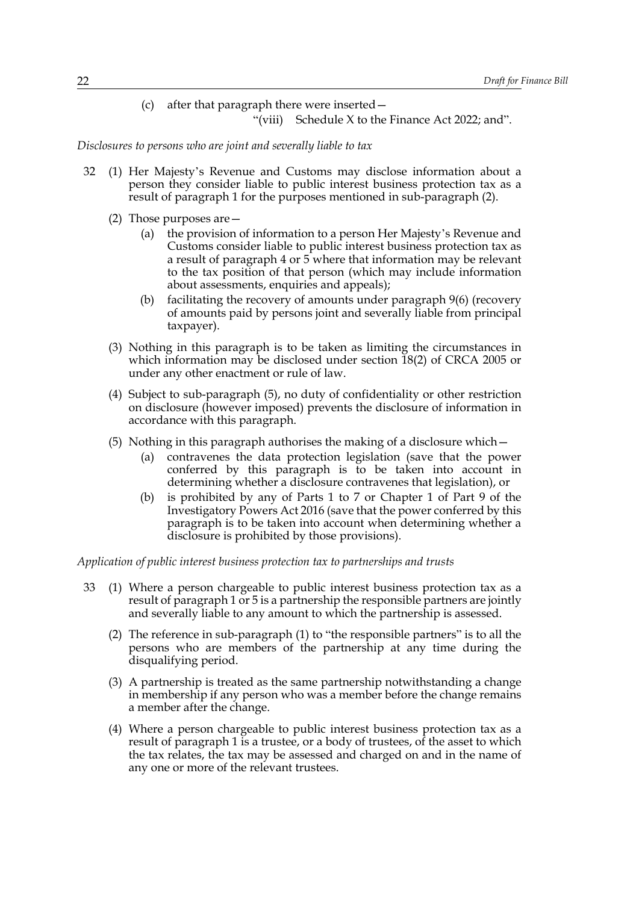(c) after that paragraph there were inserted—

"(viii) Schedule X to the Finance Act 2022; and".

*Disclosures to persons who are joint and severally liable to tax*

32 (1) Her Majesty's Revenue and Customs may disclose information about a person they consider liable to public interest business protection tax as a result of paragraph 1 for the purposes mentioned in sub-paragraph (2).

(2) Those purposes are—

(a) the provision of information to a person Her Majesty's Revenue and Customs consider liable to public interest business protection tax as a result of paragraph 4 or 5 where that information may be relevant to the tax position of that person (which may include information about assessments, enquiries and appeals);

(b) facilitating the recovery of amounts under paragraph 9(6) (recovery of amounts paid by persons joint and severally liable from principal taxpayer).

(3) Nothing in this paragraph is to be taken as limiting the circumstances in which information may be disclosed under section 18(2) of CRCA 2005 or under any other enactment or rule of law.

(4) Subject to sub-paragraph (5), no duty of confidentiality or other restriction on disclosure (however imposed) prevents the disclosure of information in accordance with this paragraph.

(5) Nothing in this paragraph authorises the making of a disclosure which—

(a) contravenes the data protection legislation (save that the power conferred by this paragraph is to be taken into account in determining whether a disclosure contravenes that legislation), or

(b) is prohibited by any of Parts 1 to 7 or Chapter 1 of Part 9 of the Investigatory Powers Act 2016 (save that the power conferred by this paragraph is to be taken into account when determining whether a disclosure is prohibited by those provisions).

*Application of public interest business protection tax to partnerships and trusts*

33 (1) Where a person chargeable to public interest business protection tax as a result of paragraph 1 or 5 is a partnership the responsible partners are jointly and severally liable to any amount to which the partnership is assessed.

(2) The reference in sub-paragraph (1) to "the responsible partners" is to all the persons who are members of the partnership at any time during the disqualifying period.

(3) A partnership is treated as the same partnership notwithstanding a change in membership if any person who was a member before the change remains a member after the change.

(4) Where a person chargeable to public interest business protection tax as a result of paragraph 1 is a trustee, or a body of trustees, of the asset to which the tax relates, the tax may be assessed and charged on and in the name of any one or more of the relevant trustees.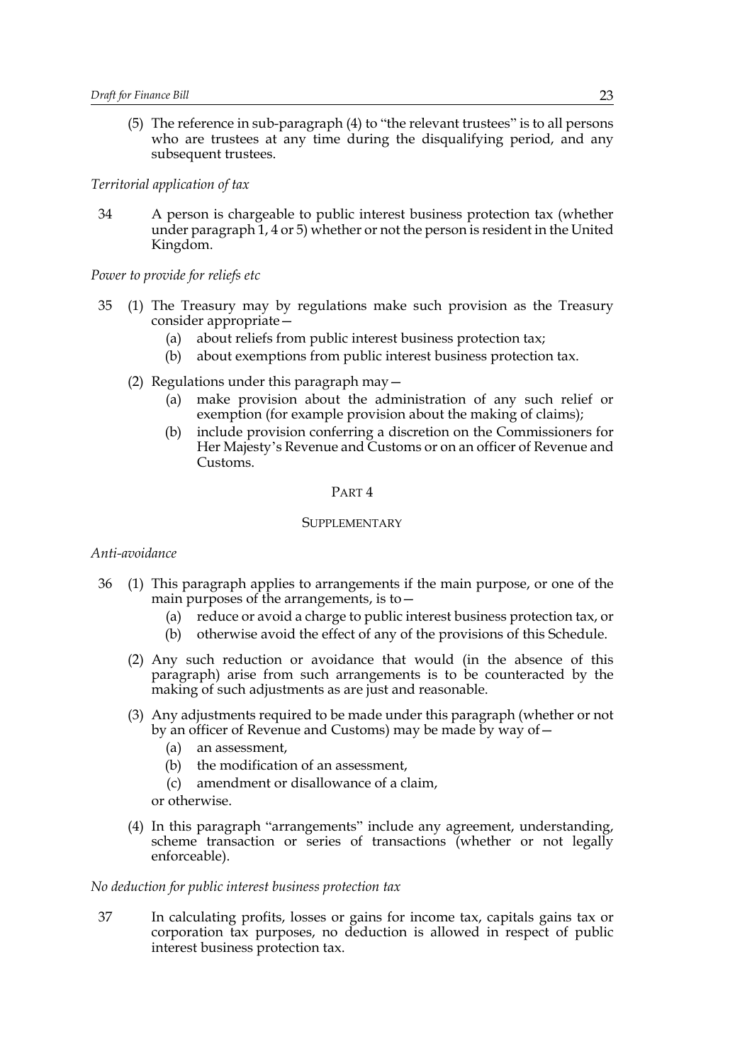(5) The reference in sub-paragraph (4) to "the relevant trustees" is to all persons who are trustees at any time during the disqualifying period, and any subsequent trustees.

*Territorial application of tax*

34 A person is chargeable to public interest business protection tax (whether under paragraph 1, 4 or 5) whether or not the person is resident in the United Kingdom.

*Power to provide for reliefs etc*

35 (1) The Treasury may by regulations make such provision as the Treasury consider appropriate—

(a) about reliefs from public interest business protection tax;

(b) about exemptions from public interest business protection tax.

(2) Regulations under this paragraph may—

(a) make provision about the administration of any such relief or exemption (for example provision about the making of claims);

(b) include provision conferring a discretion on the Commissioners for Her Majesty's Revenue and Customs or on an officer of Revenue and Customs.

## PART 4

## SUPPLEMENTARY

*Anti-avoidance*

36 (1) This paragraph applies to arrangements if the main purpose, or one of the main purposes of the arrangements, is to—

(a) reduce or avoid a charge to public interest business protection tax, or

(b) otherwise avoid the effect of any of the provisions of this Schedule.

(2) Any such reduction or avoidance that would (in the absence of this paragraph) arise from such arrangements is to be counteracted by the making of such adjustments as are just and reasonable.

(3) Any adjustments required to be made under this paragraph (whether or not by an officer of Revenue and Customs) may be made by way of—

(a) an assessment,

(b) the modification of an assessment,

(c) amendment or disallowance of a claim,

or otherwise.

(4) In this paragraph "arrangements" include any agreement, understanding, scheme transaction or series of transactions (whether or not legally enforceable).

*No deduction for public interest business protection tax*

37 In calculating profits, losses or gains for income tax, capitals gains tax or corporation tax purposes, no deduction is allowed in respect of public interest business protection tax.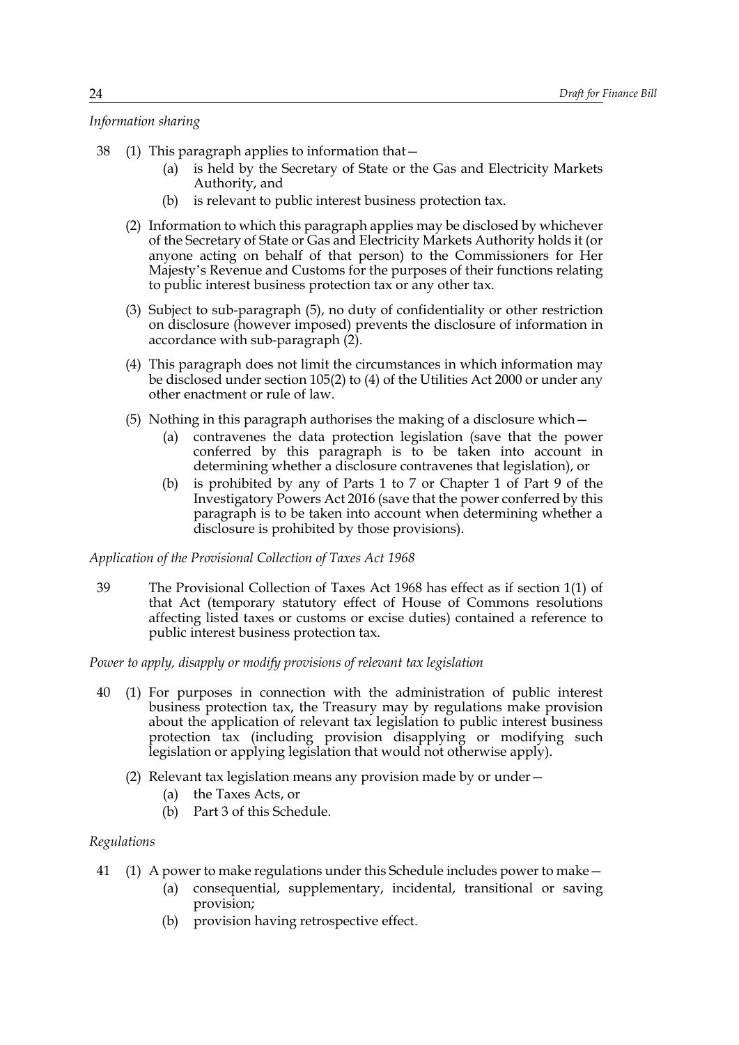*Information sharing*

38 (1) This paragraph applies to information that—

(a) is held by the Secretary of State or the Gas and Electricity Markets Authority, and

(b) is relevant to public interest business protection tax.

(2) Information to which this paragraph applies may be disclosed by whichever of the Secretary of State or Gas and Electricity Markets Authority holds it (or anyone acting on behalf of that person) to the Commissioners for Her Majesty's Revenue and Customs for the purposes of their functions relating to public interest business protection tax or any other tax.

(3) Subject to sub-paragraph (5), no duty of confidentiality or other restriction on disclosure (however imposed) prevents the disclosure of information in accordance with sub-paragraph (2).

(4) This paragraph does not limit the circumstances in which information may be disclosed under section 105(2) to (4) of the Utilities Act 2000 or under any other enactment or rule of law.

(5) Nothing in this paragraph authorises the making of a disclosure which—

(a) contravenes the data protection legislation (save that the power conferred by this paragraph is to be taken into account in determining whether a disclosure contravenes that legislation), or

(b) is prohibited by any of Parts 1 to 7 or Chapter 1 of Part 9 of the Investigatory Powers Act 2016 (save that the power conferred by this paragraph is to be taken into account when determining whether a disclosure is prohibited by those provisions).

*Application of the Provisional Collection of Taxes Act 1968*

39 The Provisional Collection of Taxes Act 1968 has effect as if section 1(1) of that Act (temporary statutory effect of House of Commons resolutions affecting listed taxes or customs or excise duties) contained a reference to public interest business protection tax.

*Power to apply, disapply or modify provisions of relevant tax legislation*

40 (1) For purposes in connection with the administration of public interest business protection tax, the Treasury may by regulations make provision about the application of relevant tax legislation to public interest business protection tax (including provision disapplying or modifying such legislation or applying legislation that would not otherwise apply).

(2) Relevant tax legislation means any provision made by or under—

(a) the Taxes Acts, or

(b) Part 3 of this Schedule.

*Regulations*

41 (1) A power to make regulations under this Schedule includes power to make—

(a) consequential, supplementary, incidental, transitional or saving provision;

(b) provision having retrospective effect.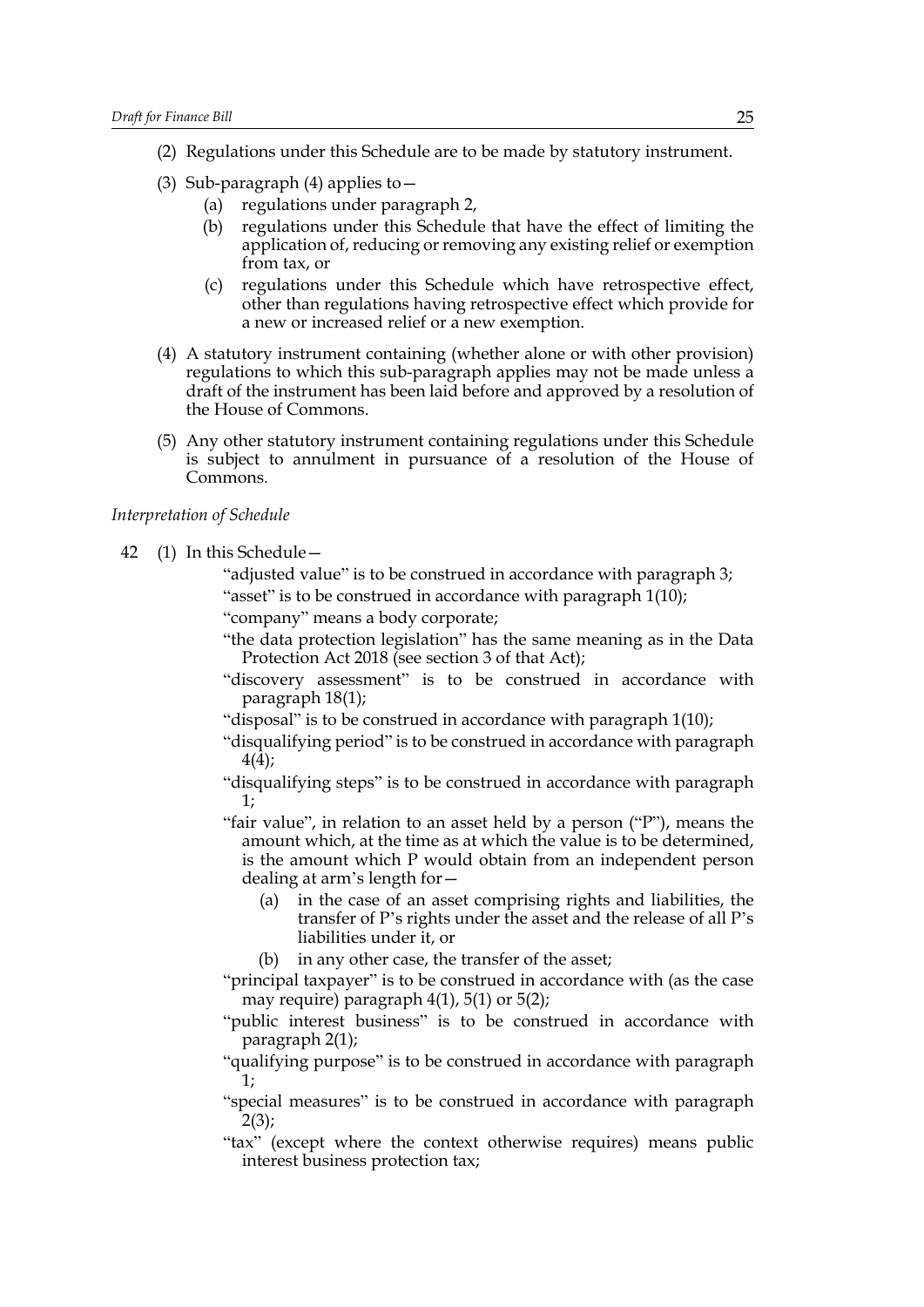(2) Regulations under this Schedule are to be made by statutory instrument.

(3) Sub-paragraph (4) applies to—

   (a) regulations under paragraph 2,

   (b) regulations under this Schedule that have the effect of limiting the application of, reducing or removing any existing relief or exemption from tax, or

   (c) regulations under this Schedule which have retrospective effect, other than regulations having retrospective effect which provide for a new or increased relief or a new exemption.

(4) A statutory instrument containing (whether alone or with other provision) regulations to which this sub-paragraph applies may not be made unless a draft of the instrument has been laid before and approved by a resolution of the House of Commons.

(5) Any other statutory instrument containing regulations under this Schedule is subject to annulment in pursuance of a resolution of the House of Commons.

*Interpretation of Schedule*

42 (1) In this Schedule—

"adjusted value" is to be construed in accordance with paragraph 3;

"asset" is to be construed in accordance with paragraph 1(10);

"company" means a body corporate;

"the data protection legislation" has the same meaning as in the Data Protection Act 2018 (see section 3 of that Act);

"discovery assessment" is to be construed in accordance with paragraph 18(1);

"disposal" is to be construed in accordance with paragraph 1(10);

"disqualifying period" is to be construed in accordance with paragraph 4(4);

"disqualifying steps" is to be construed in accordance with paragraph 1;

"fair value", in relation to an asset held by a person ("P"), means the amount which, at the time as at which the value is to be determined, is the amount which P would obtain from an independent person dealing at arm's length for—

   (a) in the case of an asset comprising rights and liabilities, the transfer of P's rights under the asset and the release of all P's liabilities under it, or

   (b) in any other case, the transfer of the asset;

"principal taxpayer" is to be construed in accordance with (as the case may require) paragraph 4(1), 5(1) or 5(2);

"public interest business" is to be construed in accordance with paragraph 2(1);

"qualifying purpose" is to be construed in accordance with paragraph 1;

"special measures" is to be construed in accordance with paragraph 2(3);

"tax" (except where the context otherwise requires) means public interest business protection tax;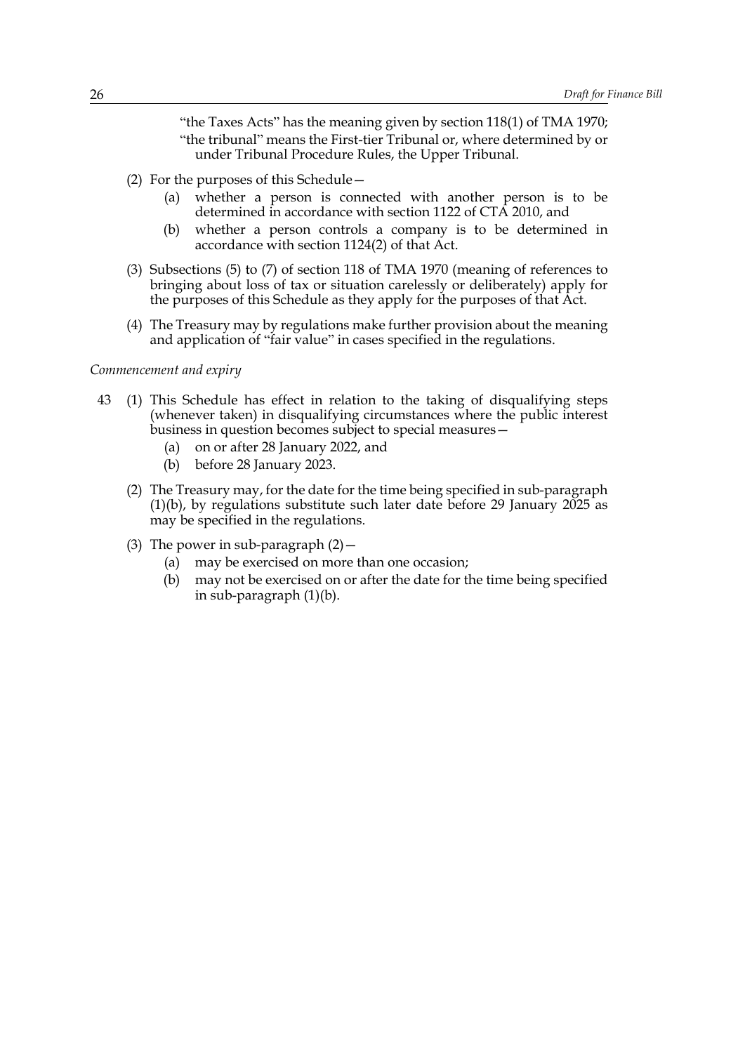"the Taxes Acts" has the meaning given by section 118(1) of TMA 1970;

"the tribunal" means the First-tier Tribunal or, where determined by or under Tribunal Procedure Rules, the Upper Tribunal.

(2) For the purposes of this Schedule—

(a) whether a person is connected with another person is to be determined in accordance with section 1122 of CTA 2010, and

(b) whether a person controls a company is to be determined in accordance with section 1124(2) of that Act.

(3) Subsections (5) to (7) of section 118 of TMA 1970 (meaning of references to bringing about loss of tax or situation carelessly or deliberately) apply for the purposes of this Schedule as they apply for the purposes of that Act.

(4) The Treasury may by regulations make further provision about the meaning and application of "fair value" in cases specified in the regulations.

*Commencement and expiry*

43 (1) This Schedule has effect in relation to the taking of disqualifying steps (whenever taken) in disqualifying circumstances where the public interest business in question becomes subject to special measures—

(a) on or after 28 January 2022, and

(b) before 28 January 2023.

(2) The Treasury may, for the date for the time being specified in sub-paragraph (1)(b), by regulations substitute such later date before 29 January 2025 as may be specified in the regulations.

(3) The power in sub-paragraph (2)—

(a) may be exercised on more than one occasion;

(b) may not be exercised on or after the date for the time being specified in sub-paragraph (1)(b).